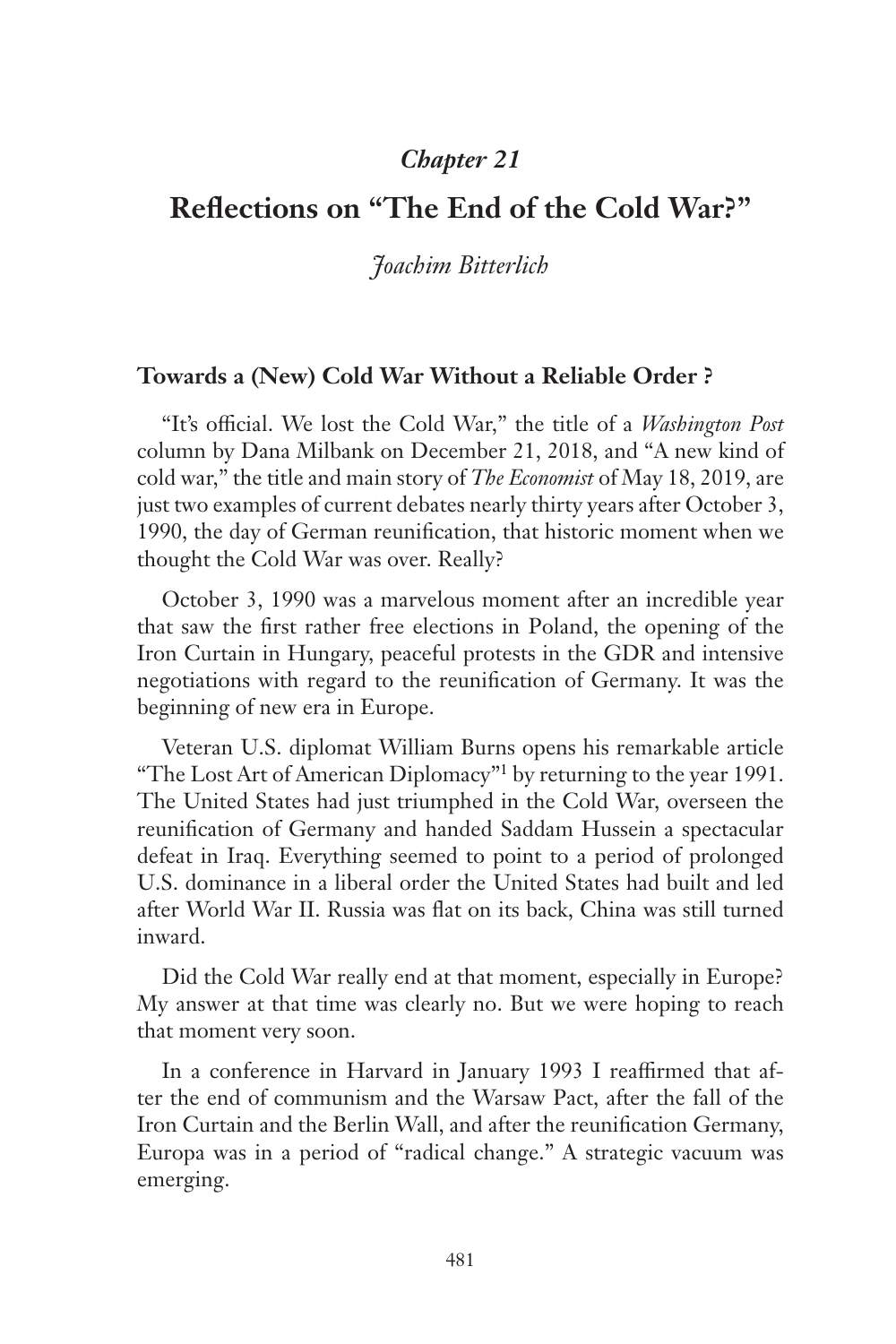### *Chapter 21*

# Reflections on "The End of the Cold War?"

*Joachim Bitterlich*

## Towards a (New) Cold War Without a Reliable Order ?

"It's official. We lost the Cold War," the title of a *Washington Post* column by Dana Milbank on December 21, 2018, and "A new kind of cold war," the title and main story of *The Economist* of May 18, 2019, are just two examples of current debates nearly thirty years after October 3, 1990, the day of German reunification, that historic moment when we thought the Cold War was over. Really?

October 3, 1990 was a marvelous moment after an incredible year that saw the first rather free elections in Poland, the opening of the Iron Curtain in Hungary, peaceful protests in the GDR and intensive negotiations with regard to the reunification of Germany. It was the beginning of new era in Europe.

Veteran U.S. diplomat William Burns opens his remarkable article "The Lost Art of American Diplomacy"[1] by returning to the year 1991. The United States had just triumphed in the Cold War, overseen the reunification of Germany and handed Saddam Hussein a spectacular defeat in Iraq. Everything seemed to point to a period of prolonged U.S. dominance in a liberal order the United States had built and led after World War II. Russia was flat on its back, China was still turned inward.

Did the Cold War really end at that moment, especially in Europe? My answer at that time was clearly no. But we were hoping to reach that moment very soon.

In a conference in Harvard in January 1993 I reaffirmed that after the end of communism and the Warsaw Pact, after the fall of the Iron Curtain and the Berlin Wall, and after the reunification Germany, Europa was in a period of "radical change." A strategic vacuum was emerging.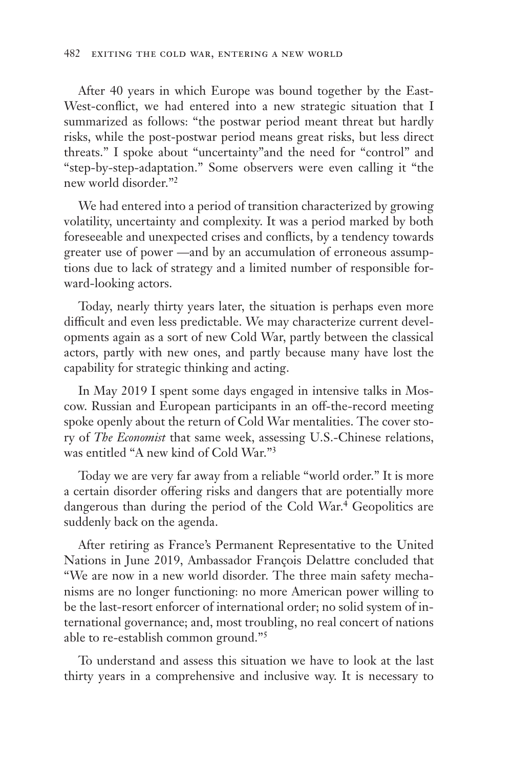After 40 years in which Europe was bound together by the East-West-conflict, we had entered into a new strategic situation that I summarized as follows: "the postwar period meant threat but hardly risks, while the post-postwar period means great risks, but less direct threats." I spoke about "uncertainty"and the need for "control" and "step-by-step-adaptation." Some observers were even calling it "the new world disorder."[2]

We had entered into a period of transition characterized by growing volatility, uncertainty and complexity. It was a period marked by both foreseeable and unexpected crises and conflicts, by a tendency towards greater use of power —and by an accumulation of erroneous assumptions due to lack of strategy and a limited number of responsible forward-looking actors.

Today, nearly thirty years later, the situation is perhaps even more difficult and even less predictable. We may characterize current developments again as a sort of new Cold War, partly between the classical actors, partly with new ones, and partly because many have lost the capability for strategic thinking and acting.

In May 2019 I spent some days engaged in intensive talks in Moscow. Russian and European participants in an off-the-record meeting spoke openly about the return of Cold War mentalities. The cover story of *The Economist* that same week, assessing U.S.-Chinese relations, was entitled "A new kind of Cold War."[3]

Today we are very far away from a reliable "world order." It is more a certain disorder offering risks and dangers that are potentially more dangerous than during the period of the Cold War.[4] Geopolitics are suddenly back on the agenda.

After retiring as France's Permanent Representative to the United Nations in June 2019, Ambassador François Delattre concluded that "We are now in a new world disorder. The three main safety mechanisms are no longer functioning: no more American power willing to be the last-resort enforcer of international order; no solid system of international governance; and, most troubling, no real concert of nations able to re-establish common ground."[5]

To understand and assess this situation we have to look at the last thirty years in a comprehensive and inclusive way. It is necessary to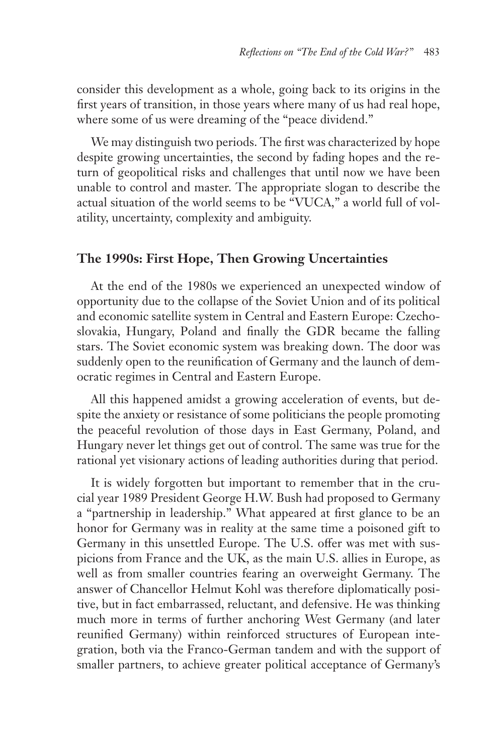consider this development as a whole, going back to its origins in the first years of transition, in those years where many of us had real hope, where some of us were dreaming of the "peace dividend."

We may distinguish two periods. The first was characterized by hope despite growing uncertainties, the second by fading hopes and the return of geopolitical risks and challenges that until now we have been unable to control and master. The appropriate slogan to describe the actual situation of the world seems to be "VUCA," a world full of volatility, uncertainty, complexity and ambiguity.

## The 1990s: First Hope, Then Growing Uncertainties

At the end of the 1980s we experienced an unexpected window of opportunity due to the collapse of the Soviet Union and of its political and economic satellite system in Central and Eastern Europe: Czechoslovakia, Hungary, Poland and finally the GDR became the falling stars. The Soviet economic system was breaking down. The door was suddenly open to the reunification of Germany and the launch of democratic regimes in Central and Eastern Europe.

All this happened amidst a growing acceleration of events, but despite the anxiety or resistance of some politicians the people promoting the peaceful revolution of those days in East Germany, Poland, and Hungary never let things get out of control. The same was true for the rational yet visionary actions of leading authorities during that period.

It is widely forgotten but important to remember that in the crucial year 1989 President George H.W. Bush had proposed to Germany a "partnership in leadership." What appeared at first glance to be an honor for Germany was in reality at the same time a poisoned gift to Germany in this unsettled Europe. The U.S. offer was met with suspicions from France and the UK, as the main U.S. allies in Europe, as well as from smaller countries fearing an overweight Germany. The answer of Chancellor Helmut Kohl was therefore diplomatically positive, but in fact embarrassed, reluctant, and defensive. He was thinking much more in terms of further anchoring West Germany (and later reunified Germany) within reinforced structures of European integration, both via the Franco-German tandem and with the support of smaller partners, to achieve greater political acceptance of Germany's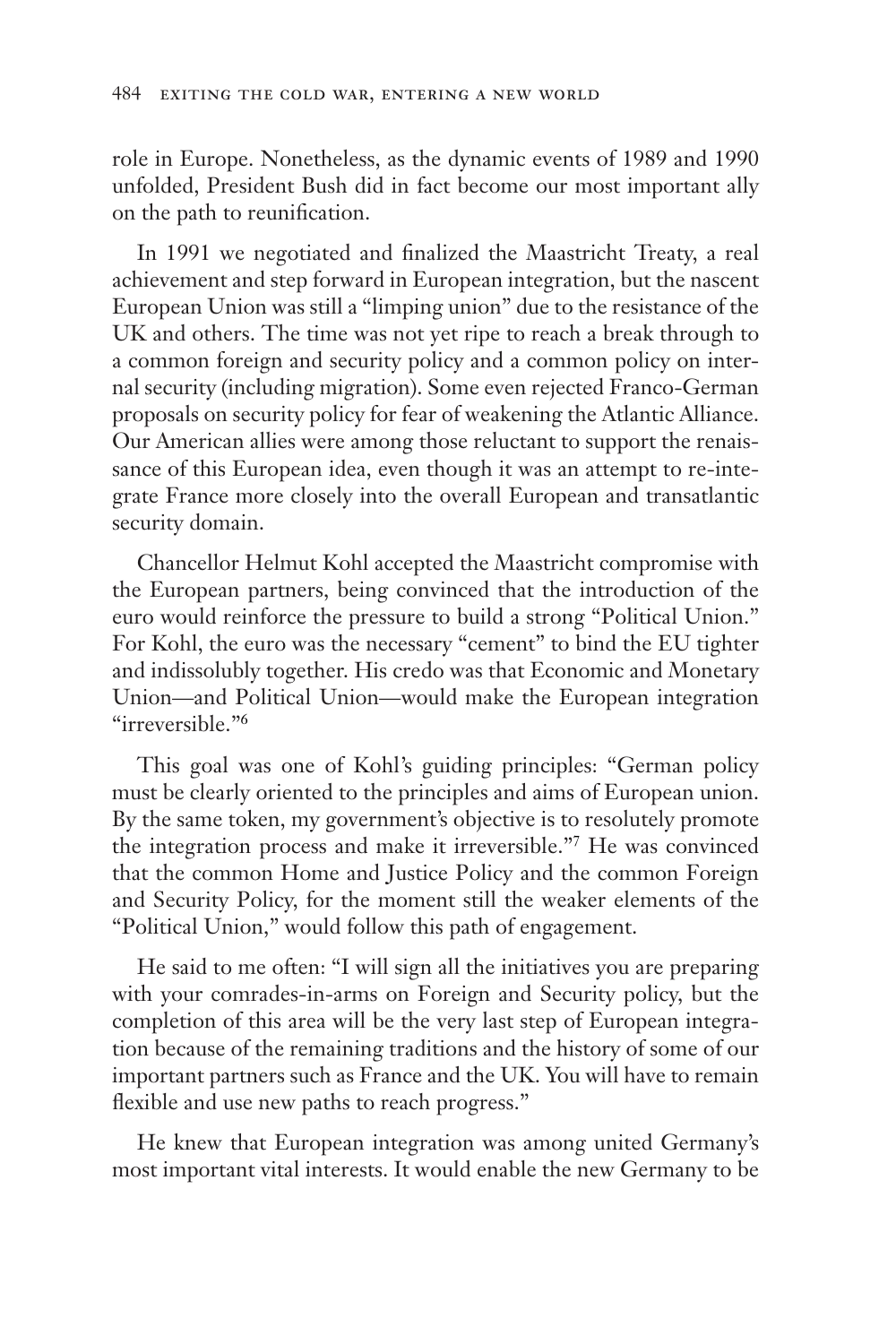role in Europe. Nonetheless, as the dynamic events of 1989 and 1990 unfolded, President Bush did in fact become our most important ally on the path to reunification.

In 1991 we negotiated and finalized the Maastricht Treaty, a real achievement and step forward in European integration, but the nascent European Union was still a "limping union" due to the resistance of the UK and others. The time was not yet ripe to reach a break through to a common foreign and security policy and a common policy on internal security (including migration). Some even rejected Franco-German proposals on security policy for fear of weakening the Atlantic Alliance. Our American allies were among those reluctant to support the renaissance of this European idea, even though it was an attempt to re-integrate France more closely into the overall European and transatlantic security domain.

Chancellor Helmut Kohl accepted the Maastricht compromise with the European partners, being convinced that the introduction of the euro would reinforce the pressure to build a strong "Political Union." For Kohl, the euro was the necessary "cement" to bind the EU tighter and indissolubly together. His credo was that Economic and Monetary Union—and Political Union—would make the European integration "irreversible."[6]

This goal was one of Kohl's guiding principles: "German policy must be clearly oriented to the principles and aims of European union. By the same token, my government's objective is to resolutely promote the integration process and make it irreversible."[7] He was convinced that the common Home and Justice Policy and the common Foreign and Security Policy, for the moment still the weaker elements of the "Political Union," would follow this path of engagement.

He said to me often: "I will sign all the initiatives you are preparing with your comrades-in-arms on Foreign and Security policy, but the completion of this area will be the very last step of European integration because of the remaining traditions and the history of some of our important partners such as France and the UK. You will have to remain flexible and use new paths to reach progress."

He knew that European integration was among united Germany's most important vital interests. It would enable the new Germany to be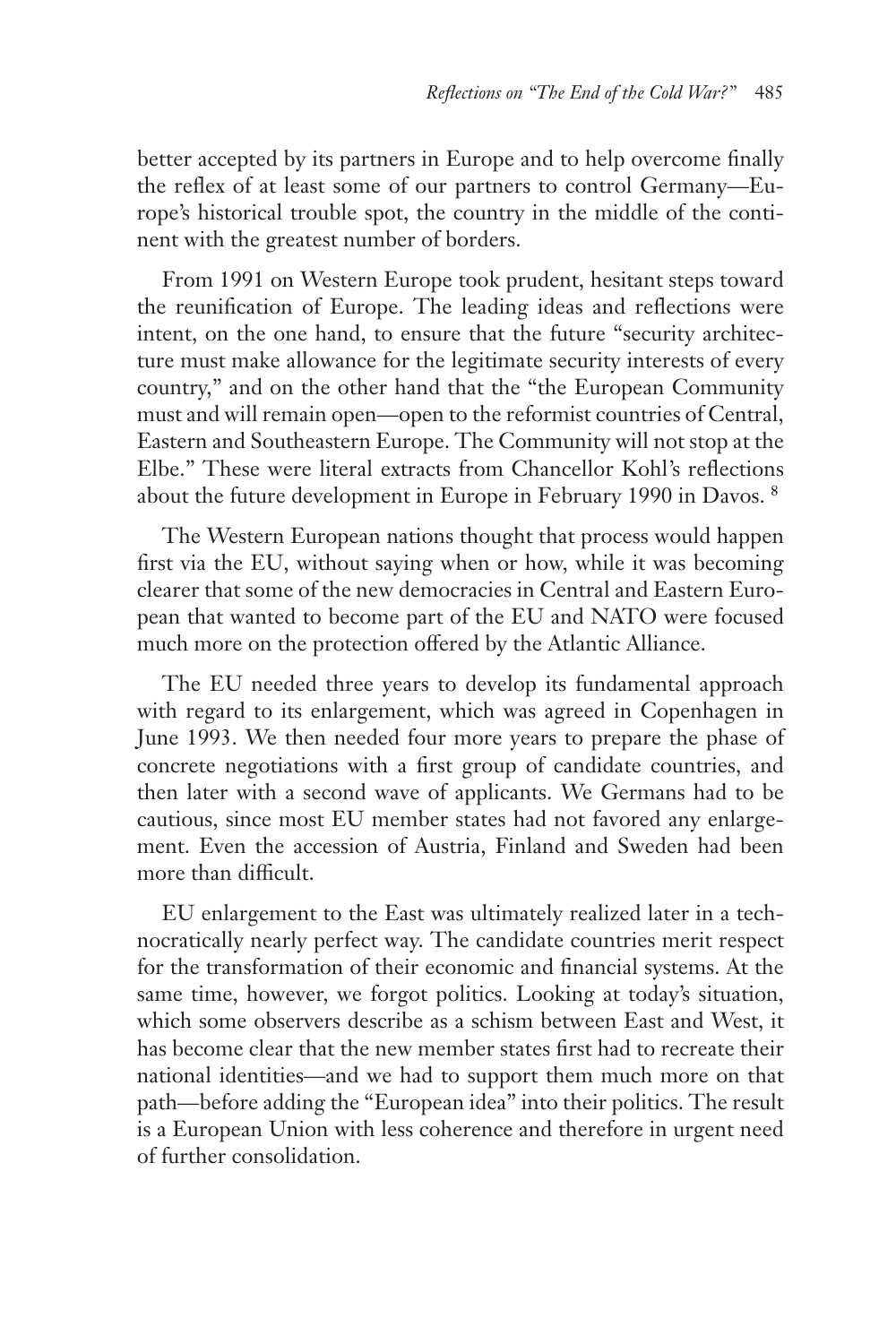better accepted by its partners in Europe and to help overcome finally the reflex of at least some of our partners to control Germany—Europe's historical trouble spot, the country in the middle of the continent with the greatest number of borders.

From 1991 on Western Europe took prudent, hesitant steps toward the reunification of Europe. The leading ideas and reflections were intent, on the one hand, to ensure that the future "security architecture must make allowance for the legitimate security interests of every country," and on the other hand that the "the European Community must and will remain open—open to the reformist countries of Central, Eastern and Southeastern Europe. The Community will not stop at the Elbe." These were literal extracts from Chancellor Kohl's reflections about the future development in Europe in February 1990 in Davos. [8]

The Western European nations thought that process would happen first via the EU, without saying when or how, while it was becoming clearer that some of the new democracies in Central and Eastern European that wanted to become part of the EU and NATO were focused much more on the protection offered by the Atlantic Alliance.

The EU needed three years to develop its fundamental approach with regard to its enlargement, which was agreed in Copenhagen in June 1993. We then needed four more years to prepare the phase of concrete negotiations with a first group of candidate countries, and then later with a second wave of applicants. We Germans had to be cautious, since most EU member states had not favored any enlargement. Even the accession of Austria, Finland and Sweden had been more than difficult.

EU enlargement to the East was ultimately realized later in a technocratically nearly perfect way. The candidate countries merit respect for the transformation of their economic and financial systems. At the same time, however, we forgot politics. Looking at today's situation, which some observers describe as a schism between East and West, it has become clear that the new member states first had to recreate their national identities—and we had to support them much more on that path—before adding the "European idea" into their politics. The result is a European Union with less coherence and therefore in urgent need of further consolidation.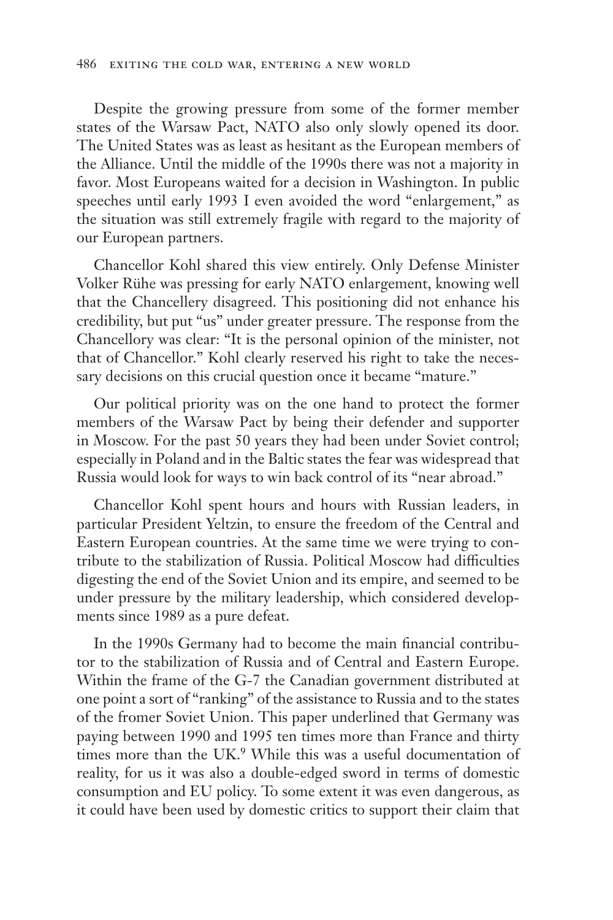Despite the growing pressure from some of the former member states of the Warsaw Pact, NATO also only slowly opened its door. The United States was as least as hesitant as the European members of the Alliance. Until the middle of the 1990s there was not a majority in favor. Most Europeans waited for a decision in Washington. In public speeches until early 1993 I even avoided the word "enlargement," as the situation was still extremely fragile with regard to the majority of our European partners.

Chancellor Kohl shared this view entirely. Only Defense Minister Volker Rühe was pressing for early NATO enlargement, knowing well that the Chancellery disagreed. This positioning did not enhance his credibility, but put "us" under greater pressure. The response from the Chancellory was clear: "It is the personal opinion of the minister, not that of Chancellor." Kohl clearly reserved his right to take the necessary decisions on this crucial question once it became "mature."

Our political priority was on the one hand to protect the former members of the Warsaw Pact by being their defender and supporter in Moscow. For the past 50 years they had been under Soviet control; especially in Poland and in the Baltic states the fear was widespread that Russia would look for ways to win back control of its "near abroad."

Chancellor Kohl spent hours and hours with Russian leaders, in particular President Yeltzin, to ensure the freedom of the Central and Eastern European countries. At the same time we were trying to contribute to the stabilization of Russia. Political Moscow had difficulties digesting the end of the Soviet Union and its empire, and seemed to be under pressure by the military leadership, which considered developments since 1989 as a pure defeat.

In the 1990s Germany had to become the main financial contributor to the stabilization of Russia and of Central and Eastern Europe. Within the frame of the G-7 the Canadian government distributed at one point a sort of "ranking" of the assistance to Russia and to the states of the fromer Soviet Union. This paper underlined that Germany was paying between 1990 and 1995 ten times more than France and thirty times more than the UK.[9] While this was a useful documentation of reality, for us it was also a double-edged sword in terms of domestic consumption and EU policy. To some extent it was even dangerous, as it could have been used by domestic critics to support their claim that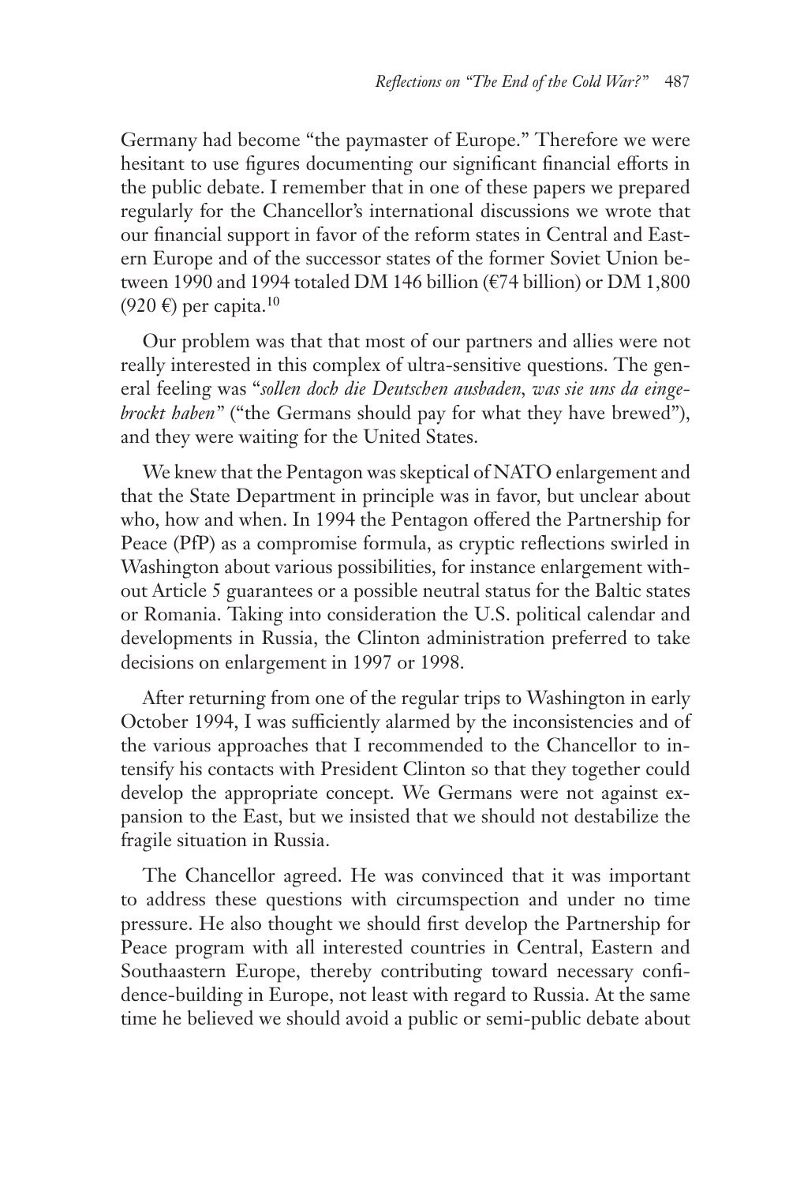Germany had become "the paymaster of Europe." Therefore we were hesitant to use figures documenting our significant financial efforts in the public debate. I remember that in one of these papers we prepared regularly for the Chancellor's international discussions we wrote that our financial support in favor of the reform states in Central and Eastern Europe and of the successor states of the former Soviet Union between 1990 and 1994 totaled DM 146 billion (€74 billion) or DM 1,800 (920 €) per capita.[10]

Our problem was that that most of our partners and allies were not really interested in this complex of ultra-sensitive questions. The general feeling was "*sollen doch die Deutschen ausbaden, was sie uns da eingebrockt haben*" ("the Germans should pay for what they have brewed"), and they were waiting for the United States.

We knew that the Pentagon was skeptical of NATO enlargement and that the State Department in principle was in favor, but unclear about who, how and when. In 1994 the Pentagon offered the Partnership for Peace (PfP) as a compromise formula, as cryptic reflections swirled in Washington about various possibilities, for instance enlargement without Article 5 guarantees or a possible neutral status for the Baltic states or Romania. Taking into consideration the U.S. political calendar and developments in Russia, the Clinton administration preferred to take decisions on enlargement in 1997 or 1998.

After returning from one of the regular trips to Washington in early October 1994, I was sufficiently alarmed by the inconsistencies and of the various approaches that I recommended to the Chancellor to intensify his contacts with President Clinton so that they together could develop the appropriate concept. We Germans were not against expansion to the East, but we insisted that we should not destabilize the fragile situation in Russia.

The Chancellor agreed. He was convinced that it was important to address these questions with circumspection and under no time pressure. He also thought we should first develop the Partnership for Peace program with all interested countries in Central, Eastern and Southaastern Europe, thereby contributing toward necessary confidence-building in Europe, not least with regard to Russia. At the same time he believed we should avoid a public or semi-public debate about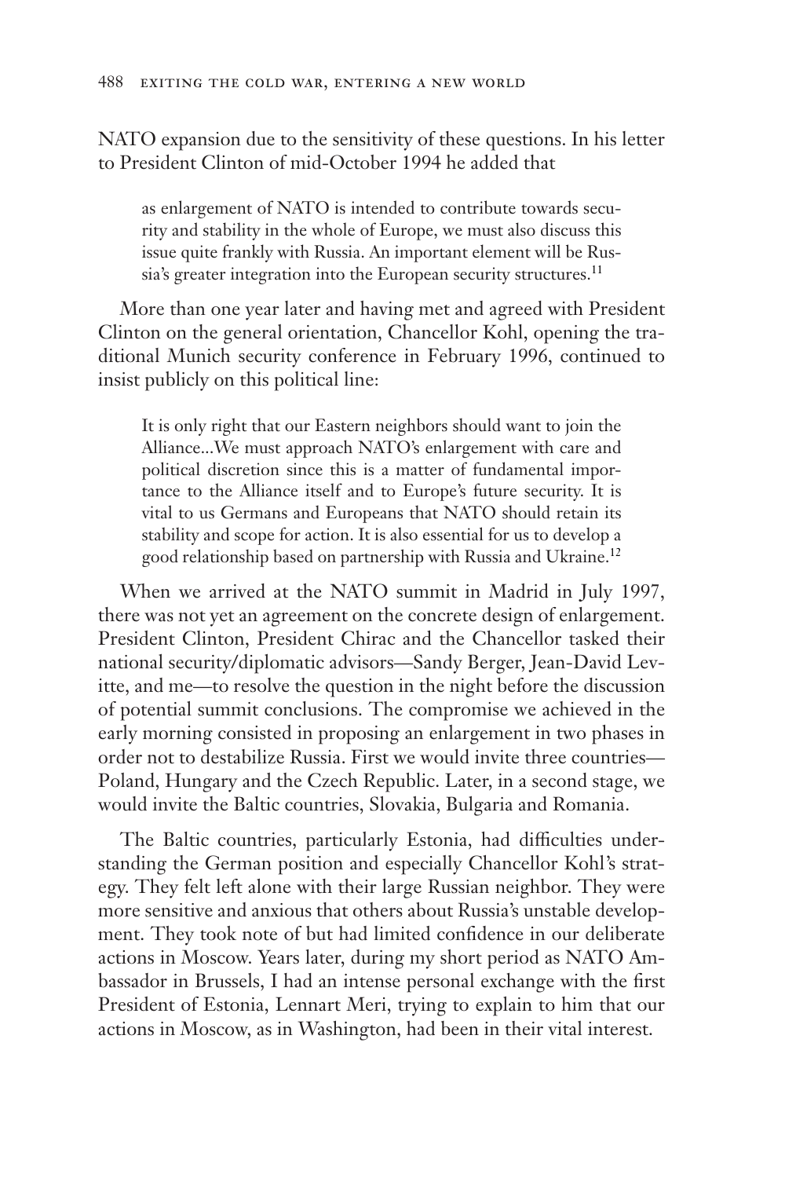NATO expansion due to the sensitivity of these questions. In his letter to President Clinton of mid-October 1994 he added that

> as enlargement of NATO is intended to contribute towards security and stability in the whole of Europe, we must also discuss this issue quite frankly with Russia. An important element will be Russia's greater integration into the European security structures.[11]

More than one year later and having met and agreed with President Clinton on the general orientation, Chancellor Kohl, opening the traditional Munich security conference in February 1996, continued to insist publicly on this political line:

> It is only right that our Eastern neighbors should want to join the Alliance...We must approach NATO's enlargement with care and political discretion since this is a matter of fundamental importance to the Alliance itself and to Europe's future security. It is vital to us Germans and Europeans that NATO should retain its stability and scope for action. It is also essential for us to develop a good relationship based on partnership with Russia and Ukraine.[12]

When we arrived at the NATO summit in Madrid in July 1997, there was not yet an agreement on the concrete design of enlargement. President Clinton, President Chirac and the Chancellor tasked their national security/diplomatic advisors—Sandy Berger, Jean-David Levitte, and me—to resolve the question in the night before the discussion of potential summit conclusions. The compromise we achieved in the early morning consisted in proposing an enlargement in two phases in order not to destabilize Russia. First we would invite three countries—Poland, Hungary and the Czech Republic. Later, in a second stage, we would invite the Baltic countries, Slovakia, Bulgaria and Romania.

The Baltic countries, particularly Estonia, had difficulties understanding the German position and especially Chancellor Kohl's strategy. They felt left alone with their large Russian neighbor. They were more sensitive and anxious that others about Russia's unstable development. They took note of but had limited confidence in our deliberate actions in Moscow. Years later, during my short period as NATO Ambassador in Brussels, I had an intense personal exchange with the first President of Estonia, Lennart Meri, trying to explain to him that our actions in Moscow, as in Washington, had been in their vital interest.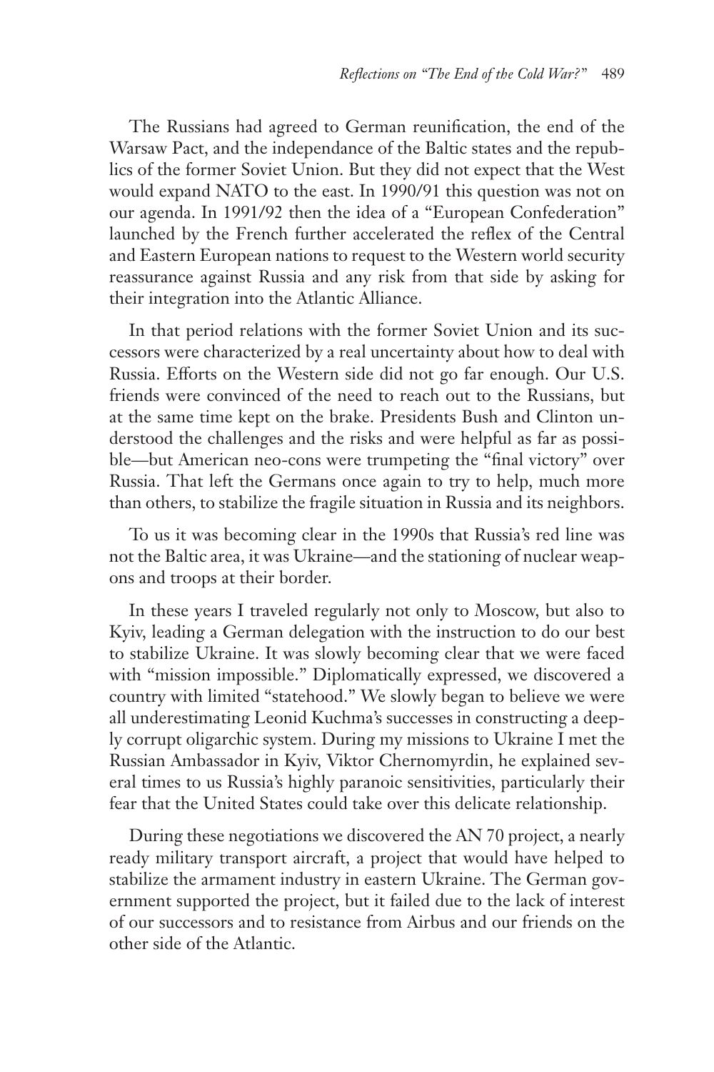The Russians had agreed to German reunification, the end of the Warsaw Pact, and the independance of the Baltic states and the republics of the former Soviet Union. But they did not expect that the West would expand NATO to the east. In 1990/91 this question was not on our agenda. In 1991/92 then the idea of a "European Confederation" launched by the French further accelerated the reflex of the Central and Eastern European nations to request to the Western world security reassurance against Russia and any risk from that side by asking for their integration into the Atlantic Alliance.

In that period relations with the former Soviet Union and its successors were characterized by a real uncertainty about how to deal with Russia. Efforts on the Western side did not go far enough. Our U.S. friends were convinced of the need to reach out to the Russians, but at the same time kept on the brake. Presidents Bush and Clinton understood the challenges and the risks and were helpful as far as possible—but American neo-cons were trumpeting the "final victory" over Russia. That left the Germans once again to try to help, much more than others, to stabilize the fragile situation in Russia and its neighbors.

To us it was becoming clear in the 1990s that Russia's red line was not the Baltic area, it was Ukraine—and the stationing of nuclear weapons and troops at their border.

In these years I traveled regularly not only to Moscow, but also to Kyiv, leading a German delegation with the instruction to do our best to stabilize Ukraine. It was slowly becoming clear that we were faced with "mission impossible." Diplomatically expressed, we discovered a country with limited "statehood." We slowly began to believe we were all underestimating Leonid Kuchma's successes in constructing a deeply corrupt oligarchic system. During my missions to Ukraine I met the Russian Ambassador in Kyiv, Viktor Chernomyrdin, he explained several times to us Russia's highly paranoic sensitivities, particularly their fear that the United States could take over this delicate relationship.

During these negotiations we discovered the AN 70 project, a nearly ready military transport aircraft, a project that would have helped to stabilize the armament industry in eastern Ukraine. The German government supported the project, but it failed due to the lack of interest of our successors and to resistance from Airbus and our friends on the other side of the Atlantic.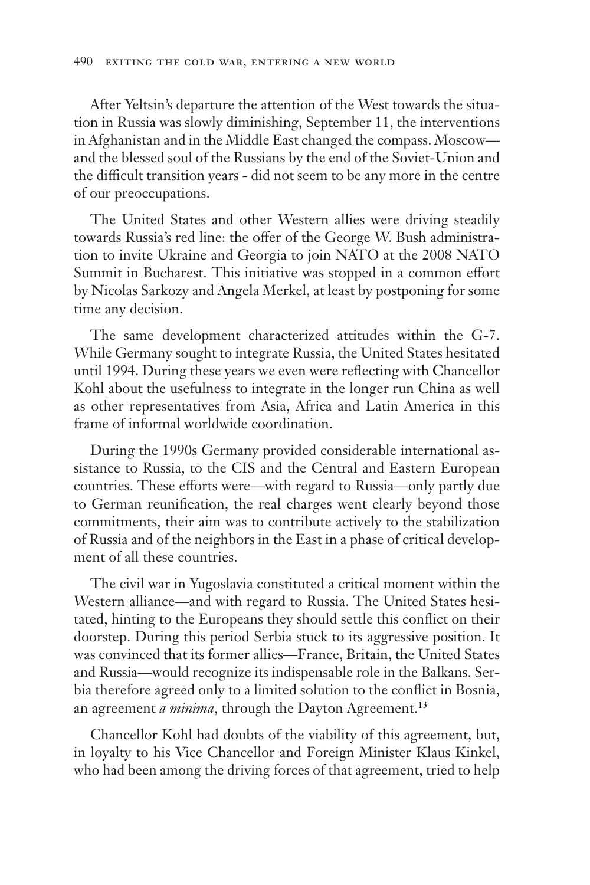After Yeltsin's departure the attention of the West towards the situation in Russia was slowly diminishing, September 11, the interventions in Afghanistan and in the Middle East changed the compass. Moscow—and the blessed soul of the Russians by the end of the Soviet-Union and the difficult transition years - did not seem to be any more in the centre of our preoccupations.

The United States and other Western allies were driving steadily towards Russia's red line: the offer of the George W. Bush administration to invite Ukraine and Georgia to join NATO at the 2008 NATO Summit in Bucharest. This initiative was stopped in a common effort by Nicolas Sarkozy and Angela Merkel, at least by postponing for some time any decision.

The same development characterized attitudes within the G-7. While Germany sought to integrate Russia, the United States hesitated until 1994. During these years we even were reflecting with Chancellor Kohl about the usefulness to integrate in the longer run China as well as other representatives from Asia, Africa and Latin America in this frame of informal worldwide coordination.

During the 1990s Germany provided considerable international assistance to Russia, to the CIS and the Central and Eastern European countries. These efforts were—with regard to Russia—only partly due to German reunification, the real charges went clearly beyond those commitments, their aim was to contribute actively to the stabilization of Russia and of the neighbors in the East in a phase of critical development of all these countries.

The civil war in Yugoslavia constituted a critical moment within the Western alliance—and with regard to Russia. The United States hesitated, hinting to the Europeans they should settle this conflict on their doorstep. During this period Serbia stuck to its aggressive position. It was convinced that its former allies—France, Britain, the United States and Russia—would recognize its indispensable role in the Balkans. Serbia therefore agreed only to a limited solution to the conflict in Bosnia, an agreement *a minima*, through the Dayton Agreement.[13]

Chancellor Kohl had doubts of the viability of this agreement, but, in loyalty to his Vice Chancellor and Foreign Minister Klaus Kinkel, who had been among the driving forces of that agreement, tried to help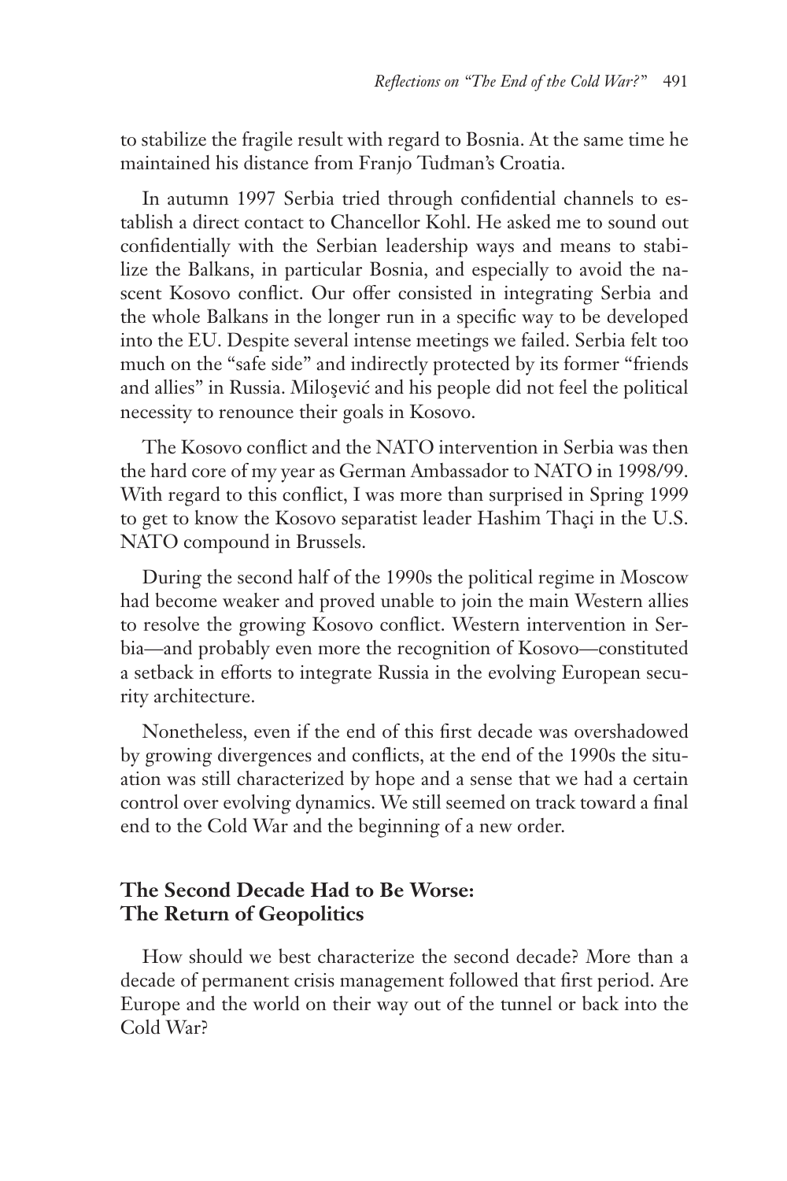to stabilize the fragile result with regard to Bosnia. At the same time he maintained his distance from Franjo Tuđman's Croatia.

In autumn 1997 Serbia tried through confidential channels to establish a direct contact to Chancellor Kohl. He asked me to sound out confidentially with the Serbian leadership ways and means to stabilize the Balkans, in particular Bosnia, and especially to avoid the nascent Kosovo conflict. Our offer consisted in integrating Serbia and the whole Balkans in the longer run in a specific way to be developed into the EU. Despite several intense meetings we failed. Serbia felt too much on the "safe side" and indirectly protected by its former "friends and allies" in Russia. Miloşević and his people did not feel the political necessity to renounce their goals in Kosovo.

The Kosovo conflict and the NATO intervention in Serbia was then the hard core of my year as German Ambassador to NATO in 1998/99. With regard to this conflict, I was more than surprised in Spring 1999 to get to know the Kosovo separatist leader Hashim Thaçi in the U.S. NATO compound in Brussels.

During the second half of the 1990s the political regime in Moscow had become weaker and proved unable to join the main Western allies to resolve the growing Kosovo conflict. Western intervention in Serbia—and probably even more the recognition of Kosovo—constituted a setback in efforts to integrate Russia in the evolving European security architecture.

Nonetheless, even if the end of this first decade was overshadowed by growing divergences and conflicts, at the end of the 1990s the situation was still characterized by hope and a sense that we had a certain control over evolving dynamics. We still seemed on track toward a final end to the Cold War and the beginning of a new order.

## The Second Decade Had to Be Worse: The Return of Geopolitics

How should we best characterize the second decade? More than a decade of permanent crisis management followed that first period. Are Europe and the world on their way out of the tunnel or back into the Cold War?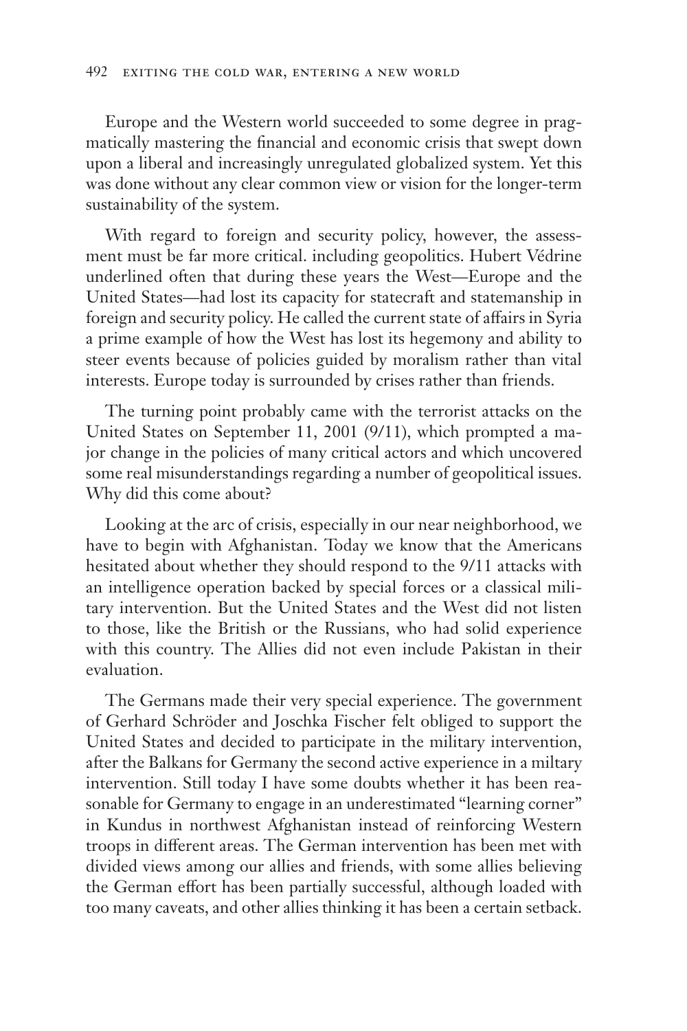Europe and the Western world succeeded to some degree in pragmatically mastering the financial and economic crisis that swept down upon a liberal and increasingly unregulated globalized system. Yet this was done without any clear common view or vision for the longer-term sustainability of the system.

With regard to foreign and security policy, however, the assessment must be far more critical. including geopolitics. Hubert Védrine underlined often that during these years the West—Europe and the United States—had lost its capacity for statecraft and statemanship in foreign and security policy. He called the current state of affairs in Syria a prime example of how the West has lost its hegemony and ability to steer events because of policies guided by moralism rather than vital interests. Europe today is surrounded by crises rather than friends.

The turning point probably came with the terrorist attacks on the United States on September 11, 2001 (9/11), which prompted a major change in the policies of many critical actors and which uncovered some real misunderstandings regarding a number of geopolitical issues. Why did this come about?

Looking at the arc of crisis, especially in our near neighborhood, we have to begin with Afghanistan. Today we know that the Americans hesitated about whether they should respond to the 9/11 attacks with an intelligence operation backed by special forces or a classical military intervention. But the United States and the West did not listen to those, like the British or the Russians, who had solid experience with this country. The Allies did not even include Pakistan in their evaluation.

The Germans made their very special experience. The government of Gerhard Schröder and Joschka Fischer felt obliged to support the United States and decided to participate in the military intervention, after the Balkans for Germany the second active experience in a miltary intervention. Still today I have some doubts whether it has been reasonable for Germany to engage in an underestimated "learning corner" in Kundus in northwest Afghanistan instead of reinforcing Western troops in different areas. The German intervention has been met with divided views among our allies and friends, with some allies believing the German effort has been partially successful, although loaded with too many caveats, and other allies thinking it has been a certain setback.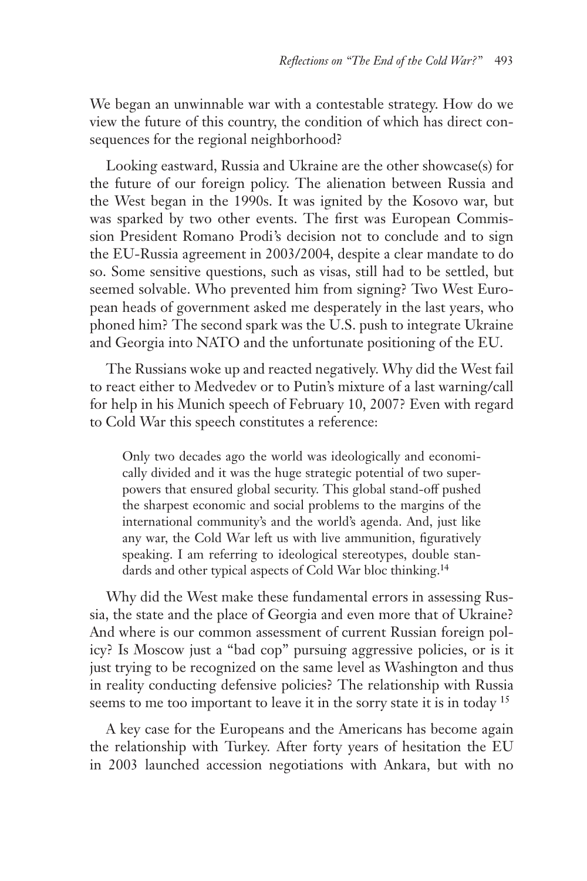We began an unwinnable war with a contestable strategy. How do we view the future of this country, the condition of which has direct consequences for the regional neighborhood?

Looking eastward, Russia and Ukraine are the other showcase(s) for the future of our foreign policy. The alienation between Russia and the West began in the 1990s. It was ignited by the Kosovo war, but was sparked by two other events. The first was European Commission President Romano Prodi's decision not to conclude and to sign the EU-Russia agreement in 2003/2004, despite a clear mandate to do so. Some sensitive questions, such as visas, still had to be settled, but seemed solvable. Who prevented him from signing? Two West European heads of government asked me desperately in the last years, who phoned him? The second spark was the U.S. push to integrate Ukraine and Georgia into NATO and the unfortunate positioning of the EU.

The Russians woke up and reacted negatively. Why did the West fail to react either to Medvedev or to Putin's mixture of a last warning/call for help in his Munich speech of February 10, 2007? Even with regard to Cold War this speech constitutes a reference:

> Only two decades ago the world was ideologically and economically divided and it was the huge strategic potential of two superpowers that ensured global security. This global stand-off pushed the sharpest economic and social problems to the margins of the international community's and the world's agenda. And, just like any war, the Cold War left us with live ammunition, figuratively speaking. I am referring to ideological stereotypes, double standards and other typical aspects of Cold War bloc thinking.[14]

Why did the West make these fundamental errors in assessing Russia, the state and the place of Georgia and even more that of Ukraine? And where is our common assessment of current Russian foreign policy? Is Moscow just a "bad cop" pursuing aggressive policies, or is it just trying to be recognized on the same level as Washington and thus in reality conducting defensive policies? The relationship with Russia seems to me too important to leave it in the sorry state it is in today [15]

A key case for the Europeans and the Americans has become again the relationship with Turkey. After forty years of hesitation the EU in 2003 launched accession negotiations with Ankara, but with no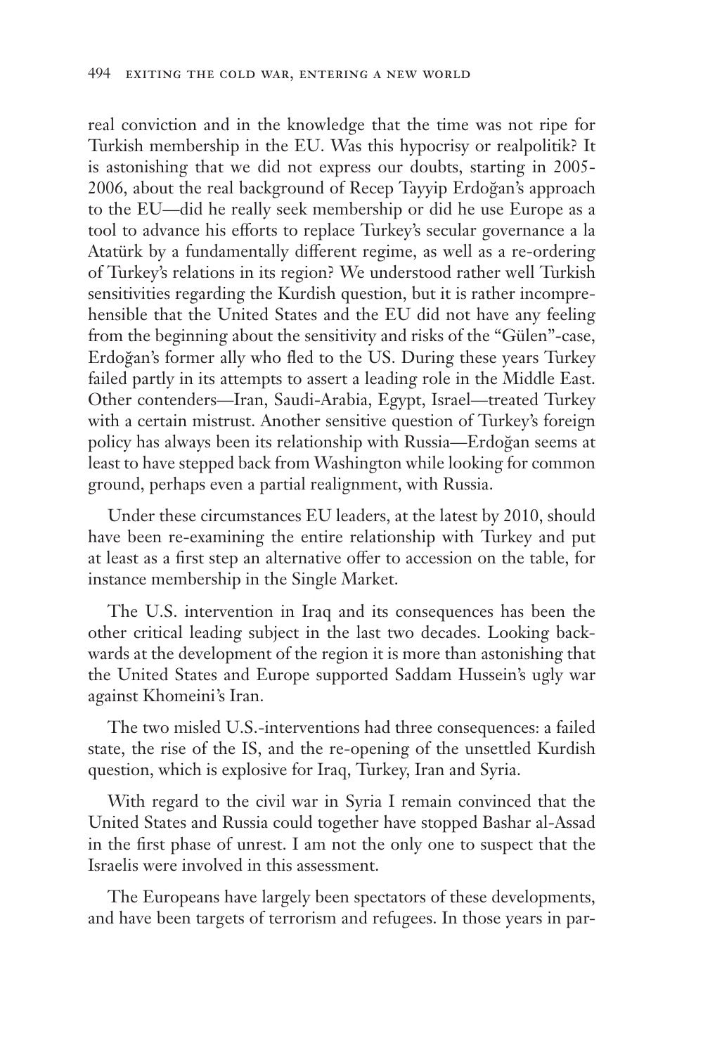real conviction and in the knowledge that the time was not ripe for Turkish membership in the EU. Was this hypocrisy or realpolitik? It is astonishing that we did not express our doubts, starting in 2005-2006, about the real background of Recep Tayyip Erdoğan's approach to the EU—did he really seek membership or did he use Europe as a tool to advance his efforts to replace Turkey's secular governance a la Atatürk by a fundamentally different regime, as well as a re-ordering of Turkey's relations in its region? We understood rather well Turkish sensitivities regarding the Kurdish question, but it is rather incomprehensible that the United States and the EU did not have any feeling from the beginning about the sensitivity and risks of the "Gülen"-case, Erdoğan's former ally who fled to the US. During these years Turkey failed partly in its attempts to assert a leading role in the Middle East. Other contenders—Iran, Saudi-Arabia, Egypt, Israel—treated Turkey with a certain mistrust. Another sensitive question of Turkey's foreign policy has always been its relationship with Russia—Erdoğan seems at least to have stepped back from Washington while looking for common ground, perhaps even a partial realignment, with Russia.

Under these circumstances EU leaders, at the latest by 2010, should have been re-examining the entire relationship with Turkey and put at least as a first step an alternative offer to accession on the table, for instance membership in the Single Market.

The U.S. intervention in Iraq and its consequences has been the other critical leading subject in the last two decades. Looking backwards at the development of the region it is more than astonishing that the United States and Europe supported Saddam Hussein's ugly war against Khomeini's Iran.

The two misled U.S.-interventions had three consequences: a failed state, the rise of the IS, and the re-opening of the unsettled Kurdish question, which is explosive for Iraq, Turkey, Iran and Syria.

With regard to the civil war in Syria I remain convinced that the United States and Russia could together have stopped Bashar al-Assad in the first phase of unrest. I am not the only one to suspect that the Israelis were involved in this assessment.

The Europeans have largely been spectators of these developments, and have been targets of terrorism and refugees. In those years in par-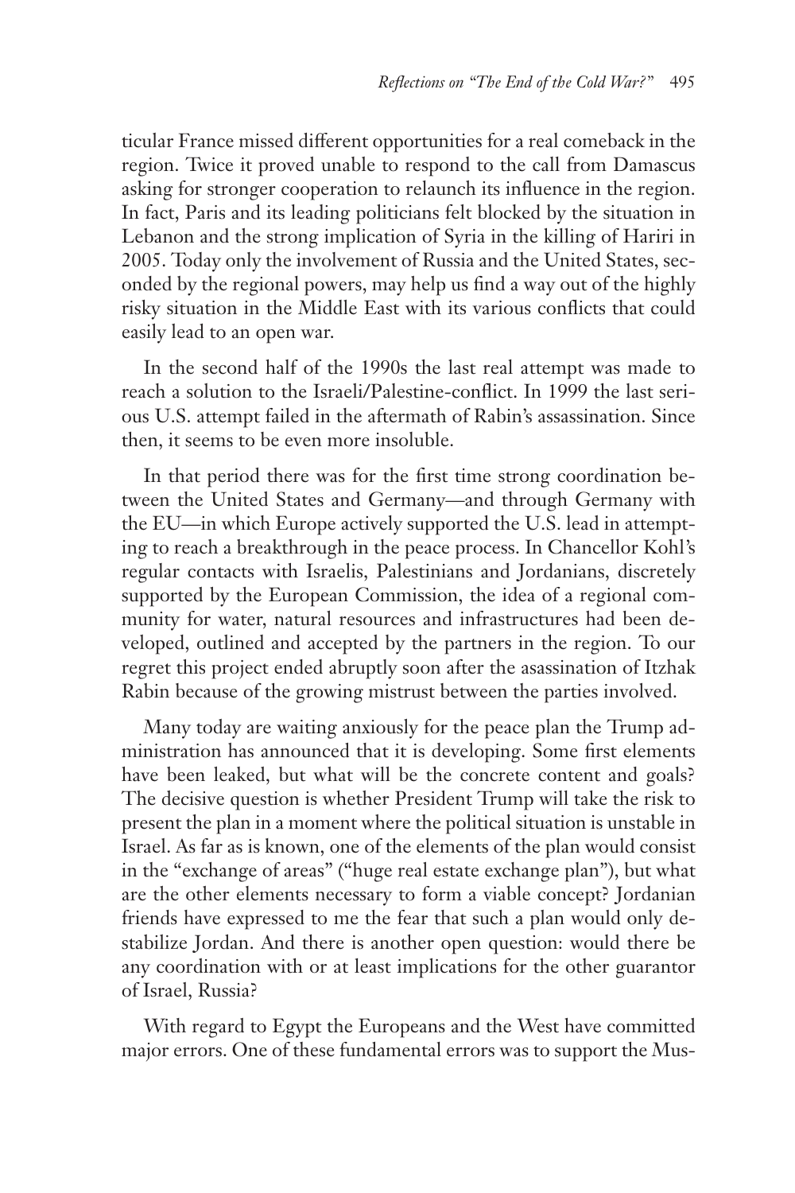ticular France missed different opportunities for a real comeback in the region. Twice it proved unable to respond to the call from Damascus asking for stronger cooperation to relaunch its influence in the region. In fact, Paris and its leading politicians felt blocked by the situation in Lebanon and the strong implication of Syria in the killing of Hariri in 2005. Today only the involvement of Russia and the United States, seconded by the regional powers, may help us find a way out of the highly risky situation in the Middle East with its various conflicts that could easily lead to an open war.

In the second half of the 1990s the last real attempt was made to reach a solution to the Israeli/Palestine-conflict. In 1999 the last serious U.S. attempt failed in the aftermath of Rabin's assassination. Since then, it seems to be even more insoluble.

In that period there was for the first time strong coordination between the United States and Germany—and through Germany with the EU—in which Europe actively supported the U.S. lead in attempting to reach a breakthrough in the peace process. In Chancellor Kohl's regular contacts with Israelis, Palestinians and Jordanians, discretely supported by the European Commission, the idea of a regional community for water, natural resources and infrastructures had been developed, outlined and accepted by the partners in the region. To our regret this project ended abruptly soon after the asassination of Itzhak Rabin because of the growing mistrust between the parties involved.

Many today are waiting anxiously for the peace plan the Trump administration has announced that it is developing. Some first elements have been leaked, but what will be the concrete content and goals? The decisive question is whether President Trump will take the risk to present the plan in a moment where the political situation is unstable in Israel. As far as is known, one of the elements of the plan would consist in the "exchange of areas" ("huge real estate exchange plan"), but what are the other elements necessary to form a viable concept? Jordanian friends have expressed to me the fear that such a plan would only destabilize Jordan. And there is another open question: would there be any coordination with or at least implications for the other guarantor of Israel, Russia?

With regard to Egypt the Europeans and the West have committed major errors. One of these fundamental errors was to support the Mus-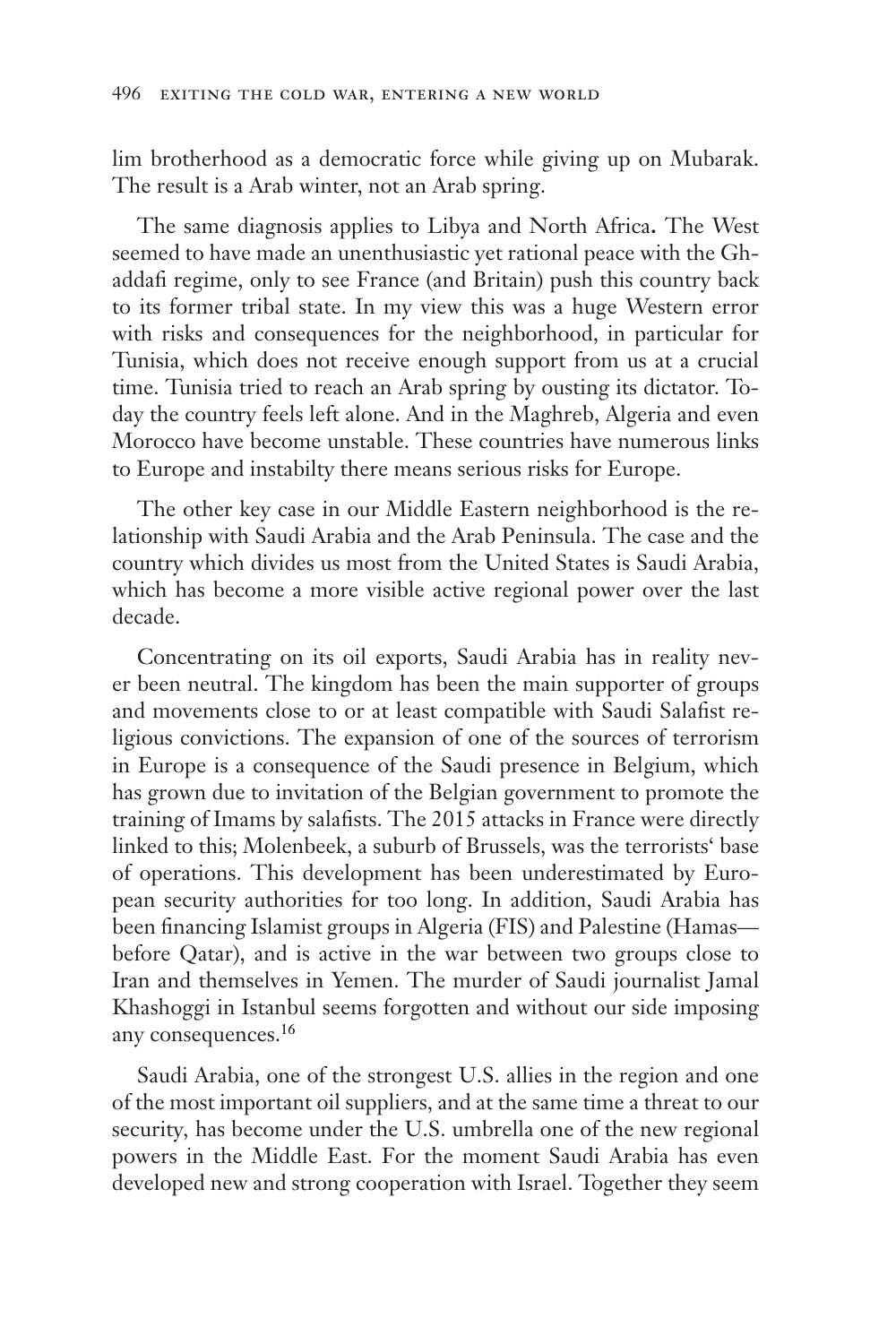lim brotherhood as a democratic force while giving up on Mubarak. The result is a Arab winter, not an Arab spring.

The same diagnosis applies to Libya and North Africa**.** The West seemed to have made an unenthusiastic yet rational peace with the Ghaddafi regime, only to see France (and Britain) push this country back to its former tribal state. In my view this was a huge Western error with risks and consequences for the neighborhood, in particular for Tunisia, which does not receive enough support from us at a crucial time. Tunisia tried to reach an Arab spring by ousting its dictator. Today the country feels left alone. And in the Maghreb, Algeria and even Morocco have become unstable. These countries have numerous links to Europe and instabilty there means serious risks for Europe.

The other key case in our Middle Eastern neighborhood is the relationship with Saudi Arabia and the Arab Peninsula. The case and the country which divides us most from the United States is Saudi Arabia, which has become a more visible active regional power over the last decade.

Concentrating on its oil exports, Saudi Arabia has in reality never been neutral. The kingdom has been the main supporter of groups and movements close to or at least compatible with Saudi Salafist religious convictions. The expansion of one of the sources of terrorism in Europe is a consequence of the Saudi presence in Belgium, which has grown due to invitation of the Belgian government to promote the training of Imams by salafists. The 2015 attacks in France were directly linked to this; Molenbeek, a suburb of Brussels, was the terrorists' base of operations. This development has been underestimated by European security authorities for too long. In addition, Saudi Arabia has been financing Islamist groups in Algeria (FIS) and Palestine (Hamas—before Qatar), and is active in the war between two groups close to Iran and themselves in Yemen. The murder of Saudi journalist Jamal Khashoggi in Istanbul seems forgotten and without our side imposing any consequences.[16]

Saudi Arabia, one of the strongest U.S. allies in the region and one of the most important oil suppliers, and at the same time a threat to our security, has become under the U.S. umbrella one of the new regional powers in the Middle East. For the moment Saudi Arabia has even developed new and strong cooperation with Israel. Together they seem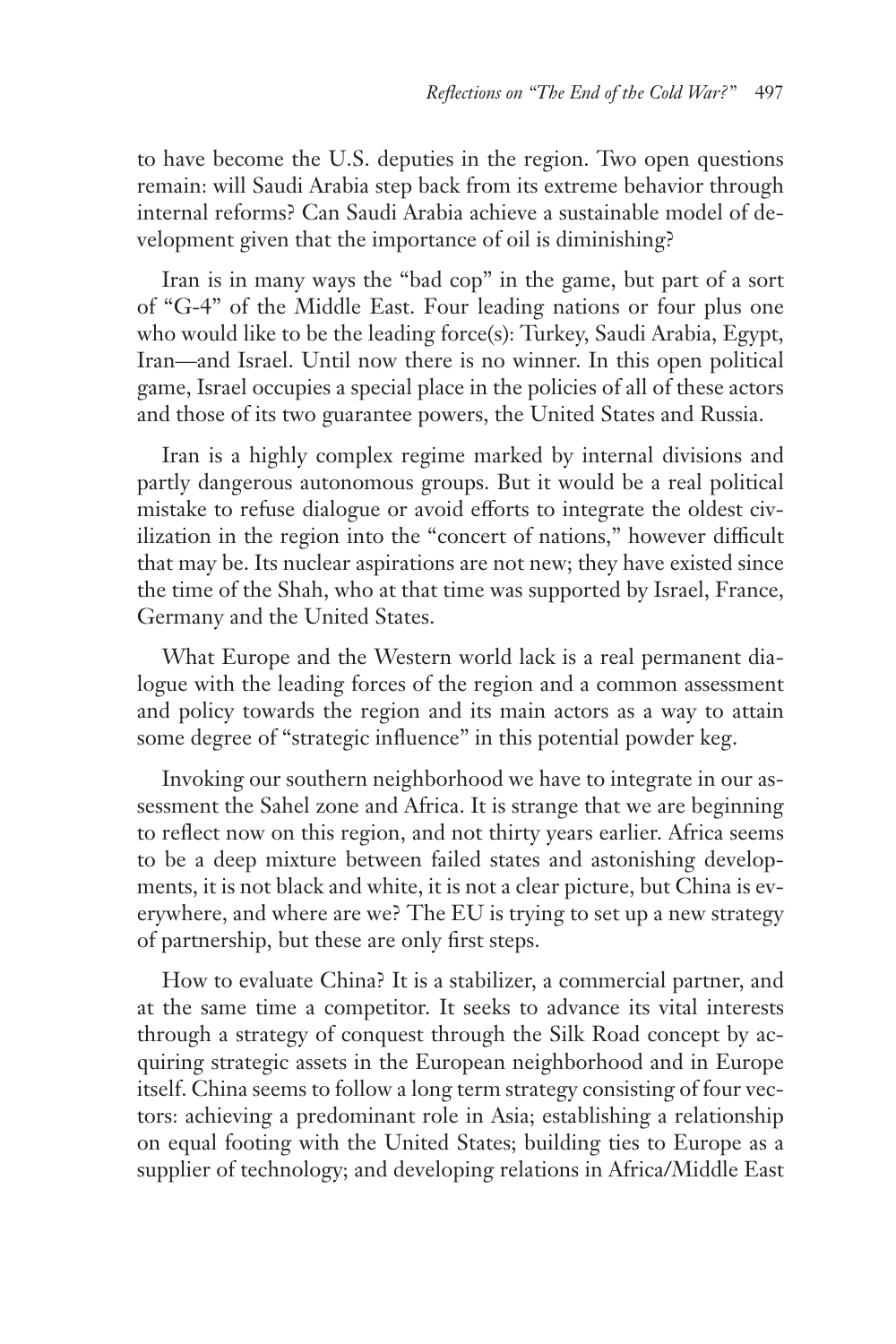to have become the U.S. deputies in the region. Two open questions remain: will Saudi Arabia step back from its extreme behavior through internal reforms? Can Saudi Arabia achieve a sustainable model of development given that the importance of oil is diminishing?

Iran is in many ways the "bad cop" in the game, but part of a sort of "G-4" of the Middle East. Four leading nations or four plus one who would like to be the leading force(s): Turkey, Saudi Arabia, Egypt, Iran—and Israel. Until now there is no winner. In this open political game, Israel occupies a special place in the policies of all of these actors and those of its two guarantee powers, the United States and Russia.

Iran is a highly complex regime marked by internal divisions and partly dangerous autonomous groups. But it would be a real political mistake to refuse dialogue or avoid efforts to integrate the oldest civilization in the region into the "concert of nations," however difficult that may be. Its nuclear aspirations are not new; they have existed since the time of the Shah, who at that time was supported by Israel, France, Germany and the United States.

What Europe and the Western world lack is a real permanent dialogue with the leading forces of the region and a common assessment and policy towards the region and its main actors as a way to attain some degree of "strategic influence" in this potential powder keg.

Invoking our southern neighborhood we have to integrate in our assessment the Sahel zone and Africa. It is strange that we are beginning to reflect now on this region, and not thirty years earlier. Africa seems to be a deep mixture between failed states and astonishing developments, it is not black and white, it is not a clear picture, but China is everywhere, and where are we? The EU is trying to set up a new strategy of partnership, but these are only first steps.

How to evaluate China? It is a stabilizer, a commercial partner, and at the same time a competitor. It seeks to advance its vital interests through a strategy of conquest through the Silk Road concept by acquiring strategic assets in the European neighborhood and in Europe itself. China seems to follow a long term strategy consisting of four vectors: achieving a predominant role in Asia; establishing a relationship on equal footing with the United States; building ties to Europe as a supplier of technology; and developing relations in Africa/Middle East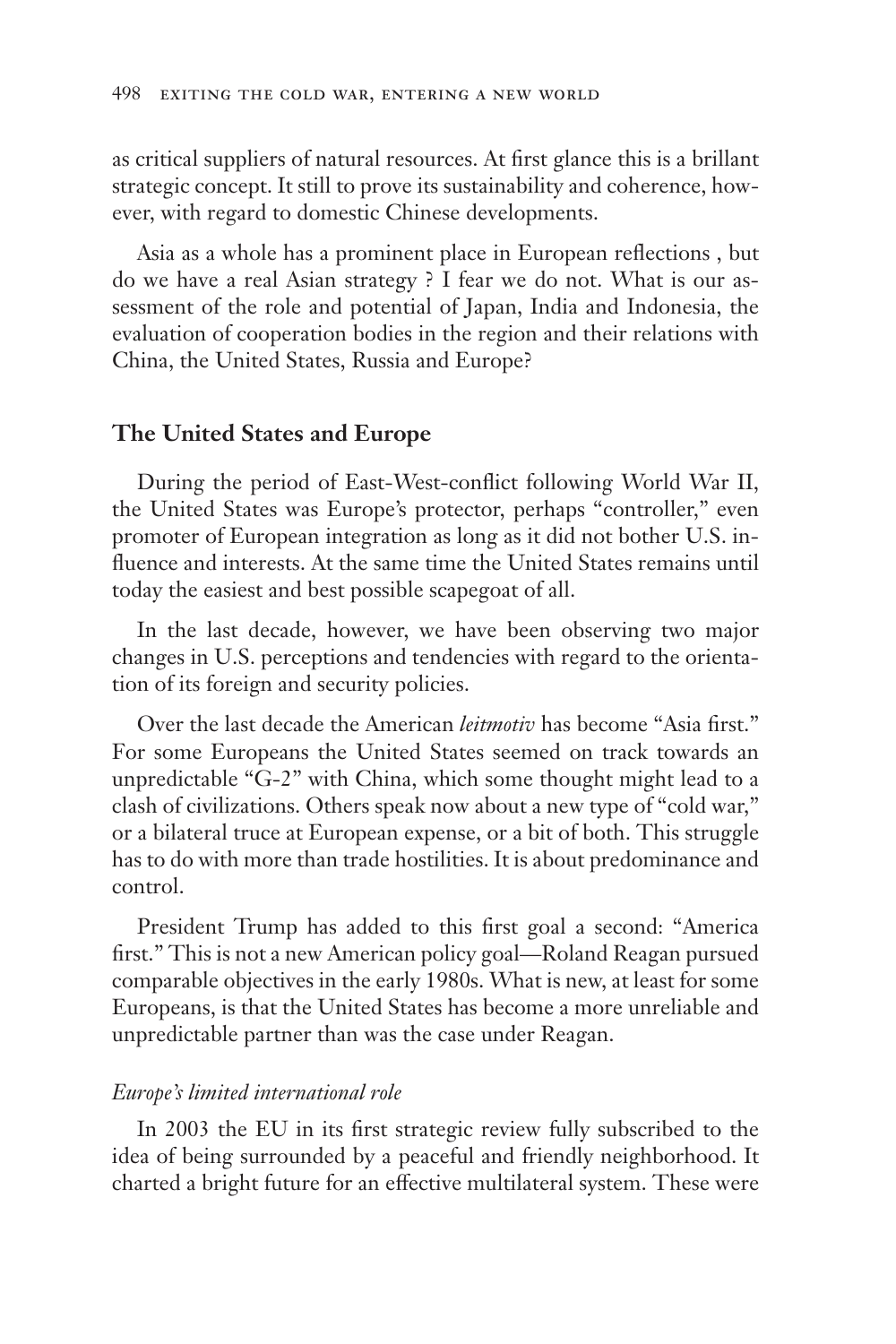as critical suppliers of natural resources. At first glance this is a brillant strategic concept. It still to prove its sustainability and coherence, however, with regard to domestic Chinese developments.

Asia as a whole has a prominent place in European reflections , but do we have a real Asian strategy ? I fear we do not. What is our assessment of the role and potential of Japan, India and Indonesia, the evaluation of cooperation bodies in the region and their relations with China, the United States, Russia and Europe?

## The United States and Europe

During the period of East-West-conflict following World War II, the United States was Europe's protector, perhaps "controller," even promoter of European integration as long as it did not bother U.S. influence and interests. At the same time the United States remains until today the easiest and best possible scapegoat of all.

In the last decade, however, we have been observing two major changes in U.S. perceptions and tendencies with regard to the orientation of its foreign and security policies.

Over the last decade the American *leitmotiv* has become "Asia first." For some Europeans the United States seemed on track towards an unpredictable "G-2" with China, which some thought might lead to a clash of civilizations. Others speak now about a new type of "cold war," or a bilateral truce at European expense, or a bit of both. This struggle has to do with more than trade hostilities. It is about predominance and control.

President Trump has added to this first goal a second: "America first." This is not a new American policy goal—Roland Reagan pursued comparable objectives in the early 1980s. What is new, at least for some Europeans, is that the United States has become a more unreliable and unpredictable partner than was the case under Reagan.

### *Europe's limited international role*

In 2003 the EU in its first strategic review fully subscribed to the idea of being surrounded by a peaceful and friendly neighborhood. It charted a bright future for an effective multilateral system. These were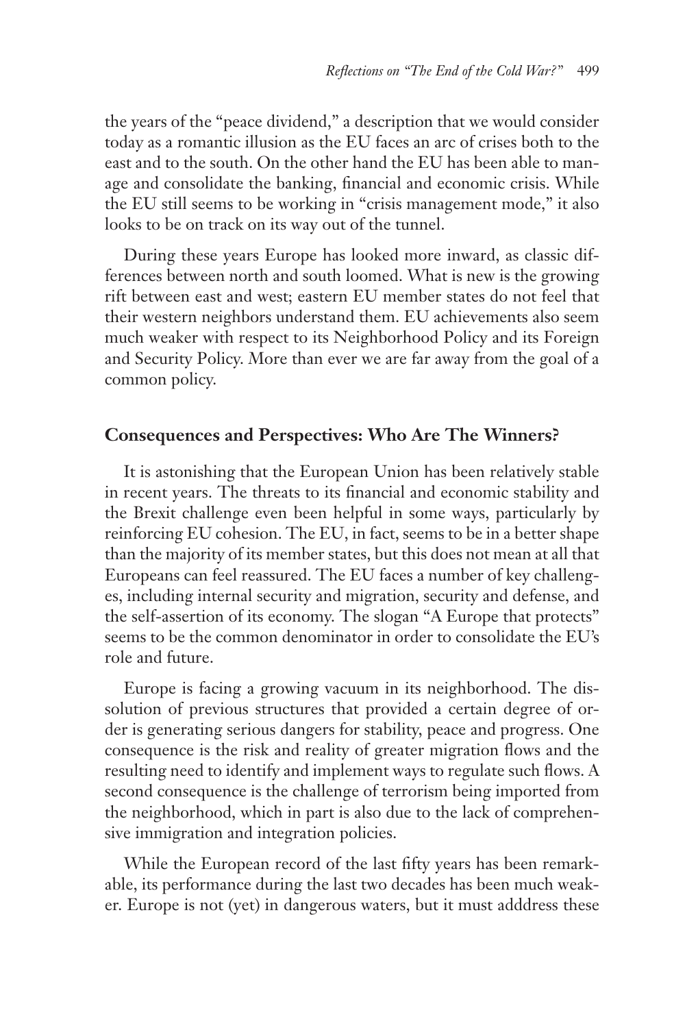the years of the "peace dividend," a description that we would consider today as a romantic illusion as the EU faces an arc of crises both to the east and to the south. On the other hand the EU has been able to manage and consolidate the banking, financial and economic crisis. While the EU still seems to be working in "crisis management mode," it also looks to be on track on its way out of the tunnel.

During these years Europe has looked more inward, as classic differences between north and south loomed. What is new is the growing rift between east and west; eastern EU member states do not feel that their western neighbors understand them. EU achievements also seem much weaker with respect to its Neighborhood Policy and its Foreign and Security Policy. More than ever we are far away from the goal of a common policy.

## Consequences and Perspectives: Who Are The Winners?

It is astonishing that the European Union has been relatively stable in recent years. The threats to its financial and economic stability and the Brexit challenge even been helpful in some ways, particularly by reinforcing EU cohesion. The EU, in fact, seems to be in a better shape than the majority of its member states, but this does not mean at all that Europeans can feel reassured. The EU faces a number of key challenges, including internal security and migration, security and defense, and the self-assertion of its economy. The slogan "A Europe that protects" seems to be the common denominator in order to consolidate the EU's role and future.

Europe is facing a growing vacuum in its neighborhood. The dissolution of previous structures that provided a certain degree of order is generating serious dangers for stability, peace and progress. One consequence is the risk and reality of greater migration flows and the resulting need to identify and implement ways to regulate such flows. A second consequence is the challenge of terrorism being imported from the neighborhood, which in part is also due to the lack of comprehensive immigration and integration policies.

While the European record of the last fifty years has been remarkable, its performance during the last two decades has been much weaker. Europe is not (yet) in dangerous waters, but it must adddress these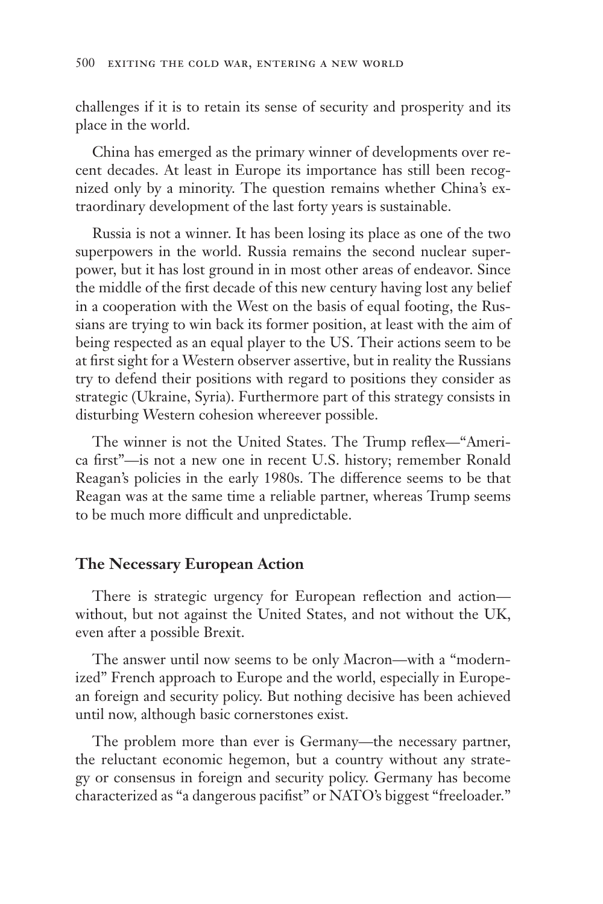challenges if it is to retain its sense of security and prosperity and its place in the world.

China has emerged as the primary winner of developments over recent decades. At least in Europe its importance has still been recognized only by a minority. The question remains whether China's extraordinary development of the last forty years is sustainable.

Russia is not a winner. It has been losing its place as one of the two superpowers in the world. Russia remains the second nuclear superpower, but it has lost ground in in most other areas of endeavor. Since the middle of the first decade of this new century having lost any belief in a cooperation with the West on the basis of equal footing, the Russians are trying to win back its former position, at least with the aim of being respected as an equal player to the US. Their actions seem to be at first sight for a Western observer assertive, but in reality the Russians try to defend their positions with regard to positions they consider as strategic (Ukraine, Syria). Furthermore part of this strategy consists in disturbing Western cohesion whereever possible.

The winner is not the United States. The Trump reflex—"America first"—is not a new one in recent U.S. history; remember Ronald Reagan's policies in the early 1980s. The difference seems to be that Reagan was at the same time a reliable partner, whereas Trump seems to be much more difficult and unpredictable.

## The Necessary European Action

There is strategic urgency for European reflection and action—without, but not against the United States, and not without the UK, even after a possible Brexit.

The answer until now seems to be only Macron—with a "modernized" French approach to Europe and the world, especially in European foreign and security policy. But nothing decisive has been achieved until now, although basic cornerstones exist.

The problem more than ever is Germany—the necessary partner, the reluctant economic hegemon, but a country without any strategy or consensus in foreign and security policy. Germany has become characterized as "a dangerous pacifist" or NATO's biggest "freeloader."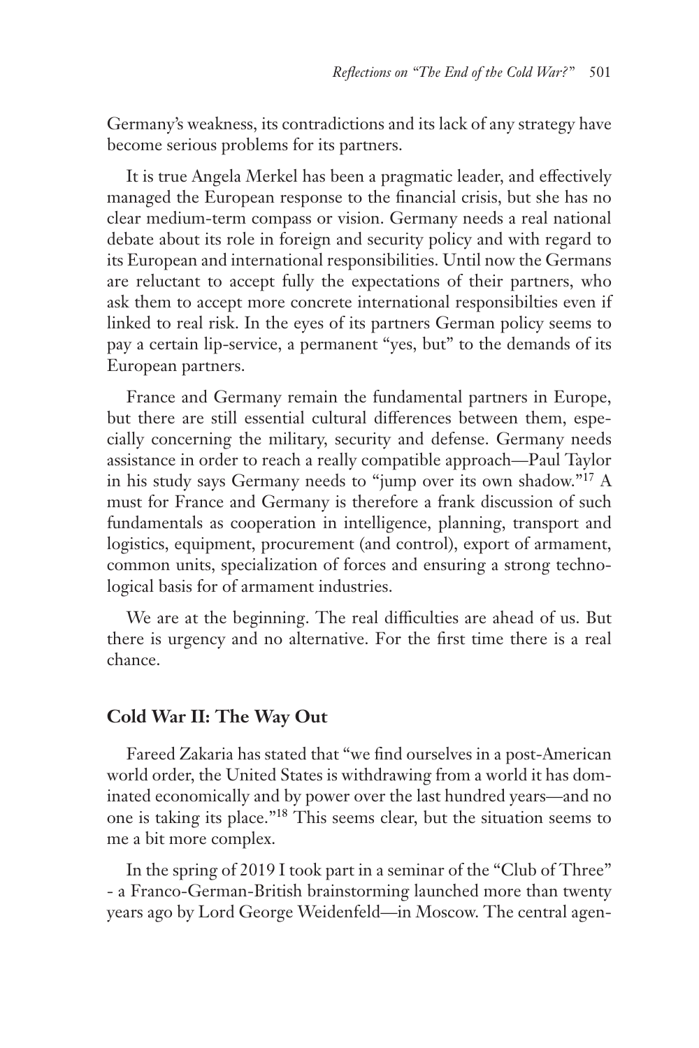Germany's weakness, its contradictions and its lack of any strategy have become serious problems for its partners.

It is true Angela Merkel has been a pragmatic leader, and effectively managed the European response to the financial crisis, but she has no clear medium-term compass or vision. Germany needs a real national debate about its role in foreign and security policy and with regard to its European and international responsibilities. Until now the Germans are reluctant to accept fully the expectations of their partners, who ask them to accept more concrete international responsibilties even if linked to real risk. In the eyes of its partners German policy seems to pay a certain lip-service, a permanent "yes, but" to the demands of its European partners.

France and Germany remain the fundamental partners in Europe, but there are still essential cultural differences between them, especially concerning the military, security and defense. Germany needs assistance in order to reach a really compatible approach—Paul Taylor in his study says Germany needs to "jump over its own shadow."[17] A must for France and Germany is therefore a frank discussion of such fundamentals as cooperation in intelligence, planning, transport and logistics, equipment, procurement (and control), export of armament, common units, specialization of forces and ensuring a strong technological basis for of armament industries.

We are at the beginning. The real difficulties are ahead of us. But there is urgency and no alternative. For the first time there is a real chance.

## Cold War II: The Way Out

Fareed Zakaria has stated that "we find ourselves in a post-American world order, the United States is withdrawing from a world it has dominated economically and by power over the last hundred years—and no one is taking its place."[18] This seems clear, but the situation seems to me a bit more complex.

In the spring of 2019 I took part in a seminar of the "Club of Three" - a Franco-German-British brainstorming launched more than twenty years ago by Lord George Weidenfeld—in Moscow. The central agen-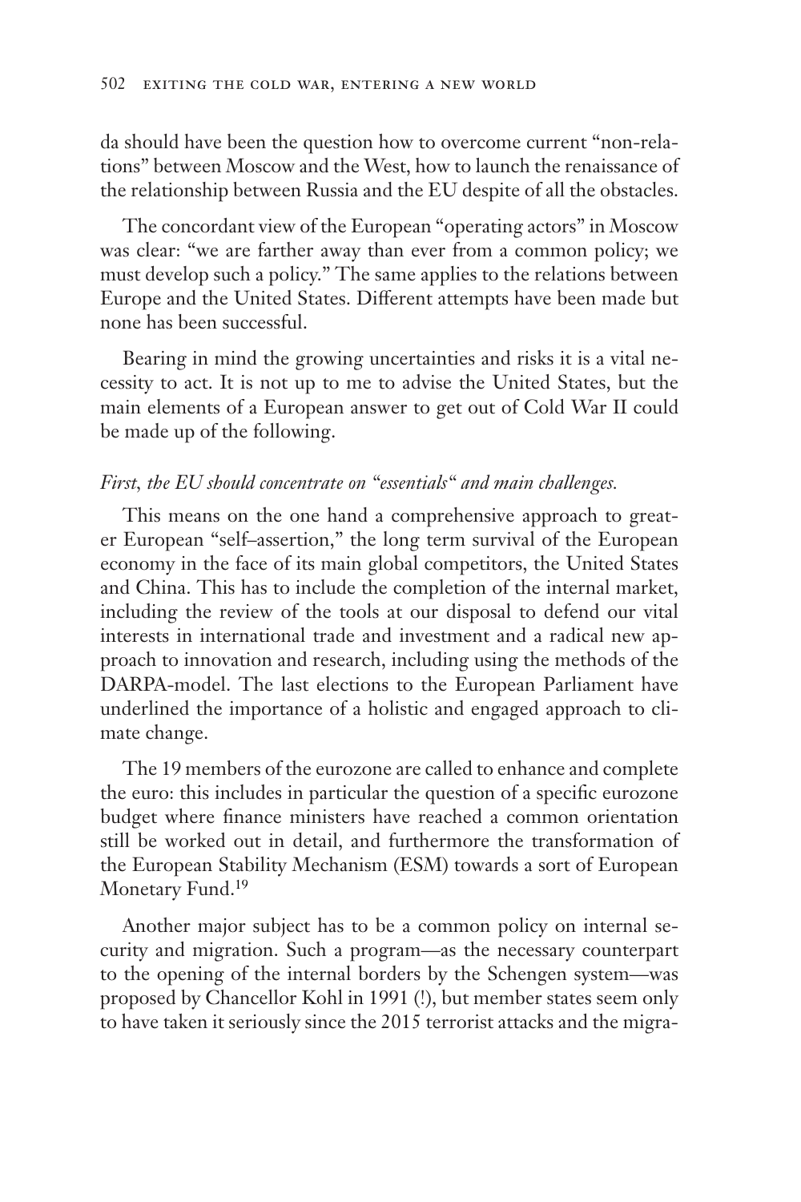da should have been the question how to overcome current "non-relations" between Moscow and the West, how to launch the renaissance of the relationship between Russia and the EU despite of all the obstacles.

The concordant view of the European "operating actors" in Moscow was clear: "we are farther away than ever from a common policy; we must develop such a policy." The same applies to the relations between Europe and the United States. Different attempts have been made but none has been successful.

Bearing in mind the growing uncertainties and risks it is a vital necessity to act. It is not up to me to advise the United States, but the main elements of a European answer to get out of Cold War II could be made up of the following.

*First, the EU should concentrate on "essentials" and main challenges.*

This means on the one hand a comprehensive approach to greater European "self–assertion," the long term survival of the European economy in the face of its main global competitors, the United States and China. This has to include the completion of the internal market, including the review of the tools at our disposal to defend our vital interests in international trade and investment and a radical new approach to innovation and research, including using the methods of the DARPA-model. The last elections to the European Parliament have underlined the importance of a holistic and engaged approach to climate change.

The 19 members of the eurozone are called to enhance and complete the euro: this includes in particular the question of a specific eurozone budget where finance ministers have reached a common orientation still be worked out in detail, and furthermore the transformation of the European Stability Mechanism (ESM) towards a sort of European Monetary Fund.[19]

Another major subject has to be a common policy on internal security and migration. Such a program—as the necessary counterpart to the opening of the internal borders by the Schengen system—was proposed by Chancellor Kohl in 1991 (!), but member states seem only to have taken it seriously since the 2015 terrorist attacks and the migra-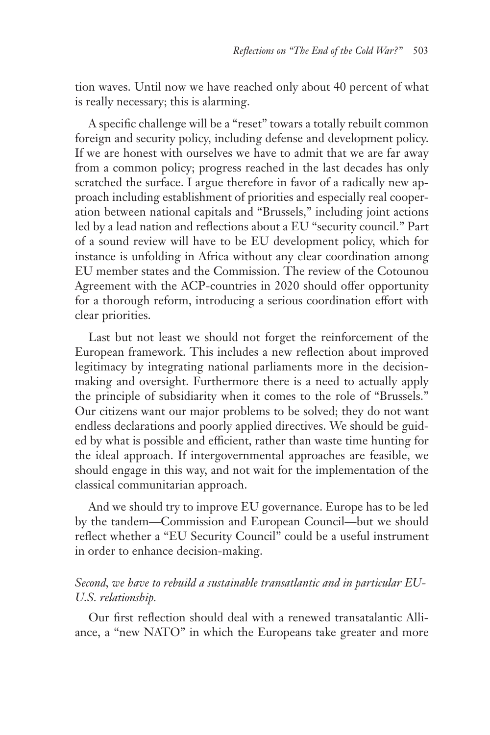tion waves. Until now we have reached only about 40 percent of what is really necessary; this is alarming.

A specific challenge will be a "reset" towards a totally rebuilt common foreign and security policy, including defense and development policy. If we are honest with ourselves we have to admit that we are far away from a common policy; progress reached in the last decades has only scratched the surface. I argue therefore in favor of a radically new approach including establishment of priorities and especially real cooperation between national capitals and "Brussels," including joint actions led by a lead nation and reflections about a EU "security council." Part of a sound review will have to be EU development policy, which for instance is unfolding in Africa without any clear coordination among EU member states and the Commission. The review of the Cotounou Agreement with the ACP-countries in 2020 should offer opportunity for a thorough reform, introducing a serious coordination effort with clear priorities.

Last but not least we should not forget the reinforcement of the European framework. This includes a new reflection about improved legitimacy by integrating national parliaments more in the decision-making and oversight. Furthermore there is a need to actually apply the principle of subsidiarity when it comes to the role of "Brussels." Our citizens want our major problems to be solved; they do not want endless declarations and poorly applied directives. We should be guided by what is possible and efficient, rather than waste time hunting for the ideal approach. If intergovernmental approaches are feasible, we should engage in this way, and not wait for the implementation of the classical communitarian approach.

And we should try to improve EU governance. Europe has to be led by the tandem—Commission and European Council—but we should reflect whether a "EU Security Council" could be a useful instrument in order to enhance decision-making.

*Second, we have to rebuild a sustainable transatlantic and in particular EU-U.S. relationship.*

Our first reflection should deal with a renewed transatalantic Alliance, a "new NATO" in which the Europeans take greater and more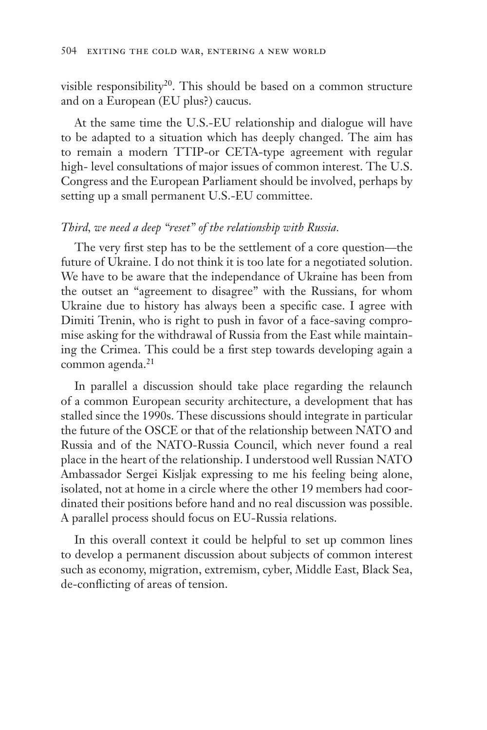visible responsibility[20]. This should be based on a common structure and on a European (EU plus?) caucus.

At the same time the U.S.-EU relationship and dialogue will have to be adapted to a situation which has deeply changed. The aim has to remain a modern TTIP-or CETA-type agreement with regular high- level consultations of major issues of common interest. The U.S. Congress and the European Parliament should be involved, perhaps by setting up a small permanent U.S.-EU committee.

*Third, we need a deep "reset" of the relationship with Russia.*

The very first step has to be the settlement of a core question—the future of Ukraine. I do not think it is too late for a negotiated solution. We have to be aware that the independance of Ukraine has been from the outset an "agreement to disagree" with the Russians, for whom Ukraine due to history has always been a specific case. I agree with Dimiti Trenin, who is right to push in favor of a face-saving compromise asking for the withdrawal of Russia from the East while maintaining the Crimea. This could be a first step towards developing again a common agenda.[21]

In parallel a discussion should take place regarding the relaunch of a common European security architecture, a development that has stalled since the 1990s. These discussions should integrate in particular the future of the OSCE or that of the relationship between NATO and Russia and of the NATO-Russia Council, which never found a real place in the heart of the relationship. I understood well Russian NATO Ambassador Sergei Kisljak expressing to me his feeling being alone, isolated, not at home in a circle where the other 19 members had coordinated their positions before hand and no real discussion was possible. A parallel process should focus on EU-Russia relations.

In this overall context it could be helpful to set up common lines to develop a permanent discussion about subjects of common interest such as economy, migration, extremism, cyber, Middle East, Black Sea, de-conflicting of areas of tension.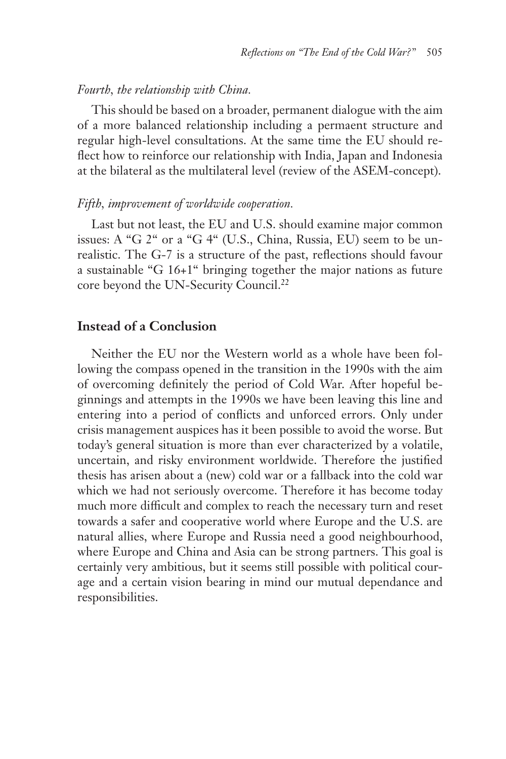*Fourth, the relationship with China.*

This should be based on a broader, permanent dialogue with the aim of a more balanced relationship including a permaent structure and regular high-level consultations. At the same time the EU should reflect how to reinforce our relationship with India, Japan and Indonesia at the bilateral as the multilateral level (review of the ASEM-concept).

*Fifth, improvement of worldwide cooperation.*

Last but not least, the EU and U.S. should examine major common issues: A "G 2" or a "G 4" (U.S., China, Russia, EU) seem to be unrealistic. The G-7 is a structure of the past, reflections should favour a sustainable "G 16+1" bringing together the major nations as future core beyond the UN-Security Council.[22]

## Instead of a Conclusion

Neither the EU nor the Western world as a whole have been following the compass opened in the transition in the 1990s with the aim of overcoming definitely the period of Cold War. After hopeful beginnings and attempts in the 1990s we have been leaving this line and entering into a period of conflicts and unforced errors. Only under crisis management auspices has it been possible to avoid the worse. But today's general situation is more than ever characterized by a volatile, uncertain, and risky environment worldwide. Therefore the justified thesis has arisen about a (new) cold war or a fallback into the cold war which we had not seriously overcome. Therefore it has become today much more difficult and complex to reach the necessary turn and reset towards a safer and cooperative world where Europe and the U.S. are natural allies, where Europe and Russia need a good neighbourhood, where Europe and China and Asia can be strong partners. This goal is certainly very ambitious, but it seems still possible with political courage and a certain vision bearing in mind our mutual dependance and responsibilities.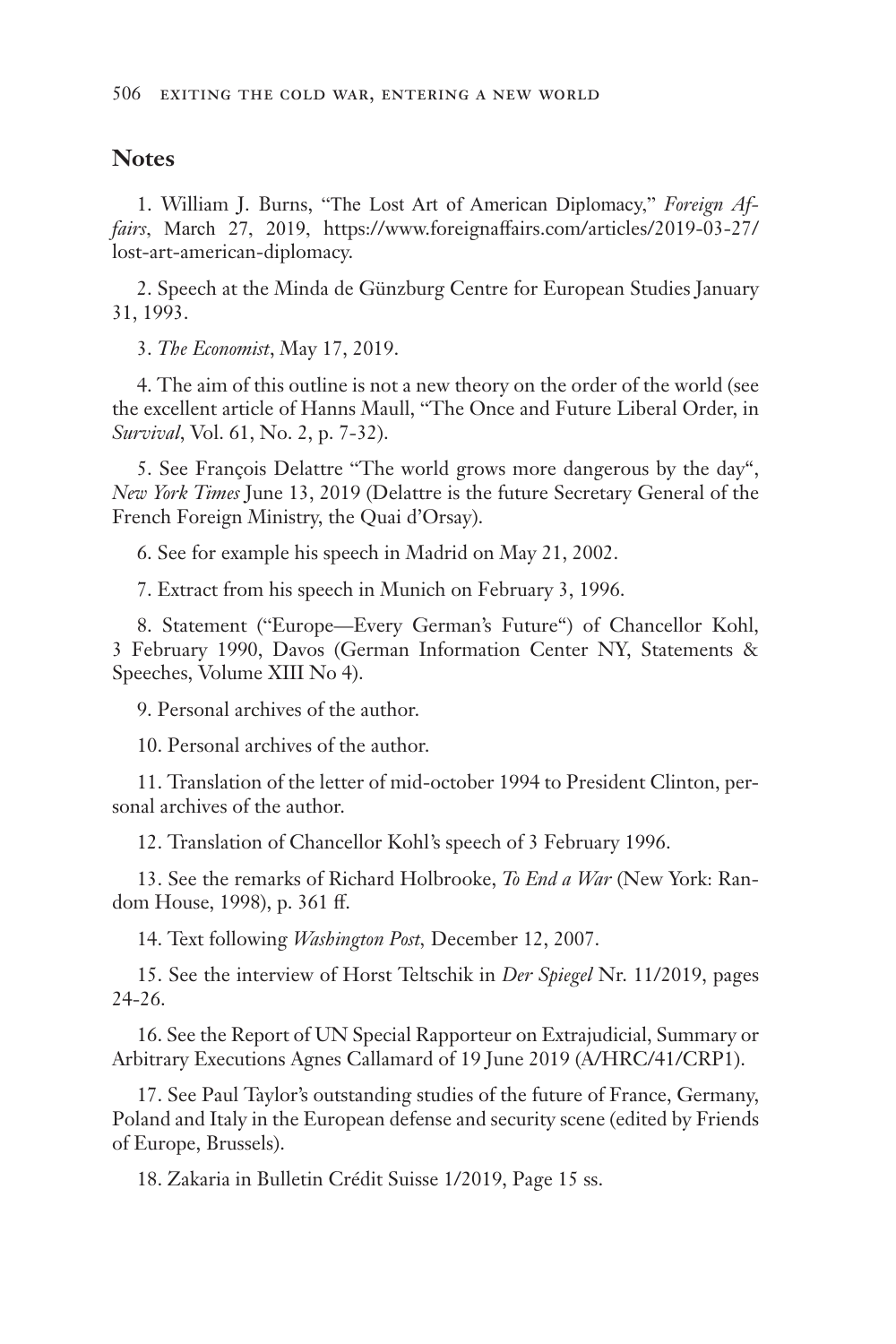## Notes

1. William J. Burns, "The Lost Art of American Diplomacy," *Foreign Affairs*, March 27, 2019, https://www.foreignaffairs.com/articles/2019-03-27/lost-art-american-diplomacy.

2. Speech at the Minda de Günzburg Centre for European Studies January 31, 1993.

3. *The Economist*, May 17, 2019.

4. The aim of this outline is not a new theory on the order of the world (see the excellent article of Hanns Maull, "The Once and Future Liberal Order, in *Survival*, Vol. 61, No. 2, p. 7-32).

5. See François Delattre "The world grows more dangerous by the day", *New York Times* June 13, 2019 (Delattre is the future Secretary General of the French Foreign Ministry, the Quai d'Orsay).

6. See for example his speech in Madrid on May 21, 2002.

7. Extract from his speech in Munich on February 3, 1996.

8. Statement ("Europe—Every German's Future") of Chancellor Kohl, 3 February 1990, Davos (German Information Center NY, Statements & Speeches, Volume XIII No 4).

9. Personal archives of the author.

10. Personal archives of the author.

11. Translation of the letter of mid-october 1994 to President Clinton, personal archives of the author.

12. Translation of Chancellor Kohl's speech of 3 February 1996.

13. See the remarks of Richard Holbrooke, *To End a War* (New York: Random House, 1998), p. 361 ff.

14. Text following *Washington Post*, December 12, 2007.

15. See the interview of Horst Teltschik in *Der Spiegel* Nr. 11/2019, pages 24-26.

16. See the Report of UN Special Rapporteur on Extrajudicial, Summary or Arbitrary Executions Agnes Callamard of 19 June 2019 (A/HRC/41/CRP1).

17. See Paul Taylor's outstanding studies of the future of France, Germany, Poland and Italy in the European defense and security scene (edited by Friends of Europe, Brussels).

18. Zakaria in Bulletin Crédit Suisse 1/2019, Page 15 ss.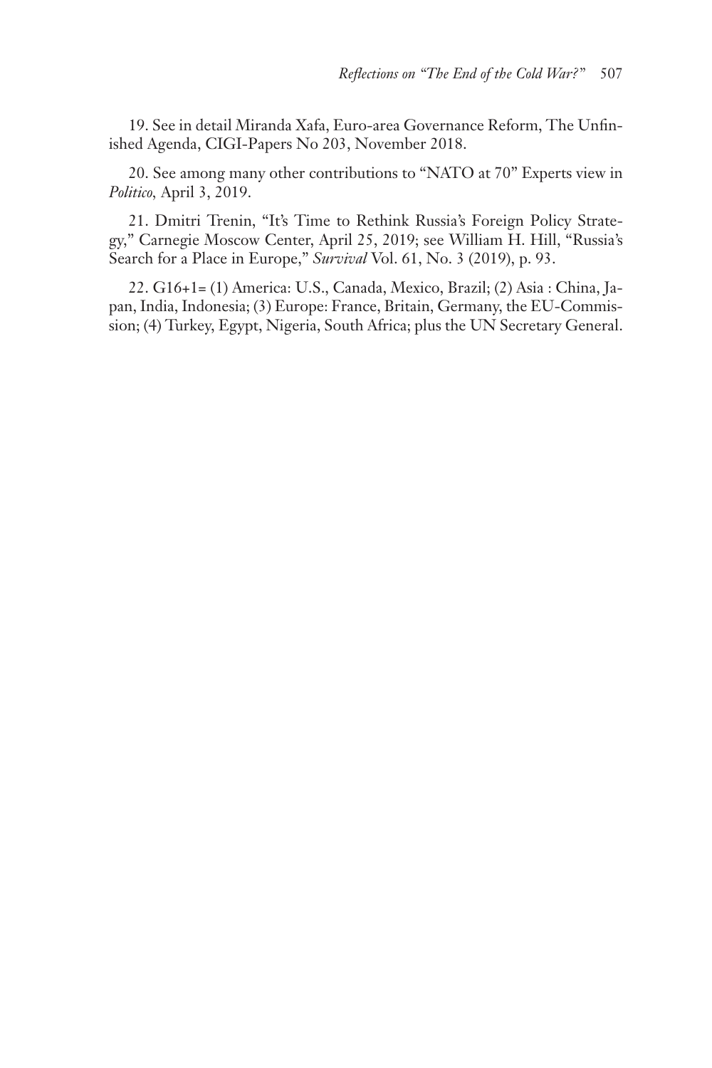19. See in detail Miranda Xafa, Euro-area Governance Reform, The Unfinished Agenda, CIGI-Papers No 203, November 2018.

20. See among many other contributions to "NATO at 70" Experts view in *Politico*, April 3, 2019.

21. Dmitri Trenin, "It's Time to Rethink Russia's Foreign Policy Strategy," Carnegie Moscow Center, April 25, 2019; see William H. Hill, "Russia's Search for a Place in Europe," *Survival* Vol. 61, No. 3 (2019), p. 93.

22. G16+1= (1) America: U.S., Canada, Mexico, Brazil; (2) Asia : China, Japan, India, Indonesia; (3) Europe: France, Britain, Germany, the EU-Commission; (4) Turkey, Egypt, Nigeria, South Africa; plus the UN Secretary General.